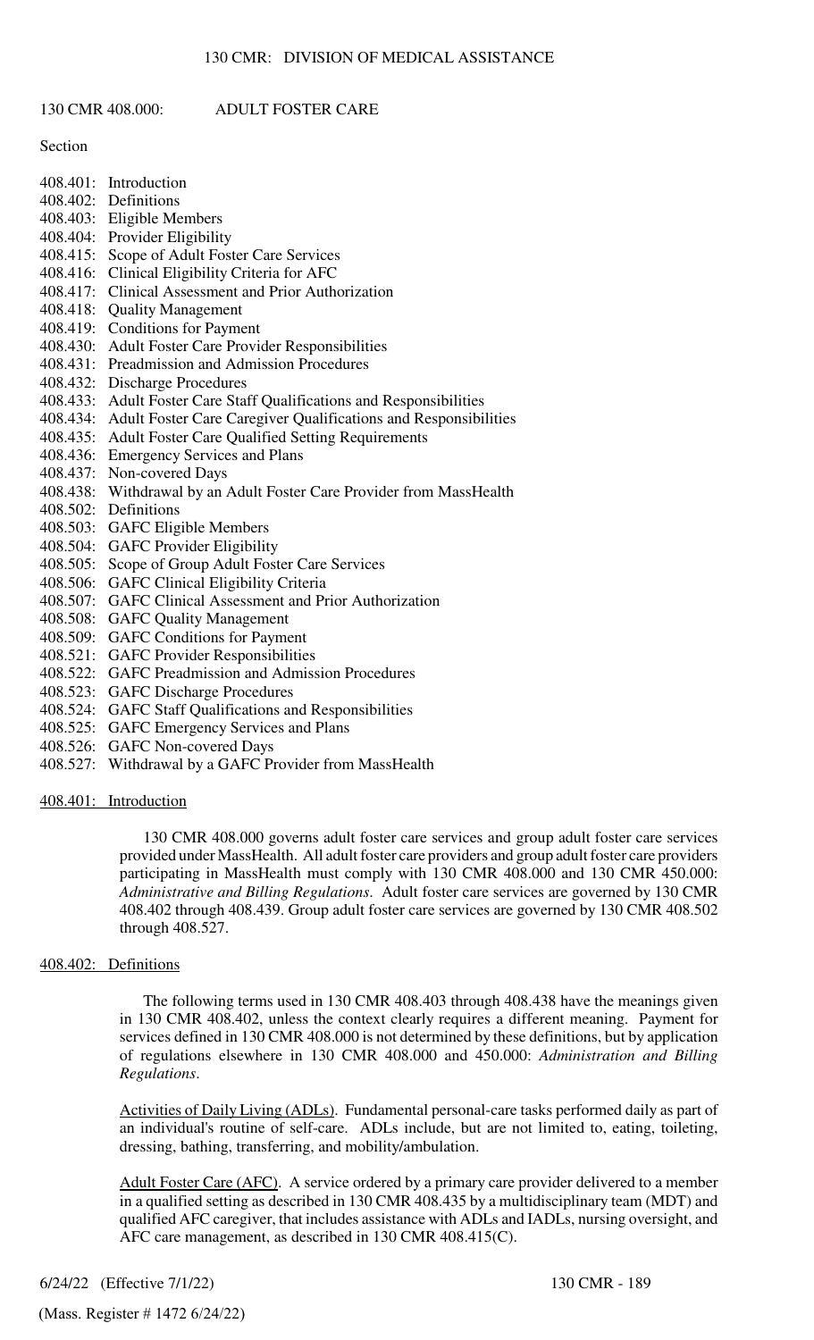# 130 CMR 408.000: ADULT FOSTER CARE

Section

408.401: Introduction
408.402: Definitions
408.403: Eligible Members
408.404: Provider Eligibility
408.415: Scope of Adult Foster Care Services
408.416: Clinical Eligibility Criteria for AFC
408.417: Clinical Assessment and Prior Authorization
408.418: Quality Management
408.419: Conditions for Payment
408.430: Adult Foster Care Provider Responsibilities
408.431: Preadmission and Admission Procedures
408.432: Discharge Procedures
408.433: Adult Foster Care Staff Qualifications and Responsibilities
408.434: Adult Foster Care Caregiver Qualifications and Responsibilities
408.435: Adult Foster Care Qualified Setting Requirements
408.436: Emergency Services and Plans
408.437: Non-covered Days
408.438: Withdrawal by an Adult Foster Care Provider from MassHealth
408.502: Definitions
408.503: GAFC Eligible Members
408.504: GAFC Provider Eligibility
408.505: Scope of Group Adult Foster Care Services
408.506: GAFC Clinical Eligibility Criteria
408.507: GAFC Clinical Assessment and Prior Authorization
408.508: GAFC Quality Management
408.509: GAFC Conditions for Payment
408.521: GAFC Provider Responsibilities
408.522: GAFC Preadmission and Admission Procedures
408.523: GAFC Discharge Procedures
408.524: GAFC Staff Qualifications and Responsibilities
408.525: GAFC Emergency Services and Plans
408.526: GAFC Non-covered Days
408.527: Withdrawal by a GAFC Provider from MassHealth

## 408.401: Introduction

130 CMR 408.000 governs adult foster care services and group adult foster care services provided under MassHealth. All adult foster care providers and group adult foster care providers participating in MassHealth must comply with 130 CMR 408.000 and 130 CMR 450.000: *Administrative and Billing Regulations*. Adult foster care services are governed by 130 CMR 408.402 through 408.439. Group adult foster care services are governed by 130 CMR 408.502 through 408.527.

## 408.402: Definitions

The following terms used in 130 CMR 408.403 through 408.438 have the meanings given in 130 CMR 408.402, unless the context clearly requires a different meaning. Payment for services defined in 130 CMR 408.000 is not determined by these definitions, but by application of regulations elsewhere in 130 CMR 408.000 and 450.000: *Administration and Billing Regulations*.

Activities of Daily Living (ADLs). Fundamental personal-care tasks performed daily as part of an individual's routine of self-care. ADLs include, but are not limited to, eating, toileting, dressing, bathing, transferring, and mobility/ambulation.

Adult Foster Care (AFC). A service ordered by a primary care provider delivered to a member in a qualified setting as described in 130 CMR 408.435 by a multidisciplinary team (MDT) and qualified AFC caregiver, that includes assistance with ADLs and IADLs, nursing oversight, and AFC care management, as described in 130 CMR 408.415(C).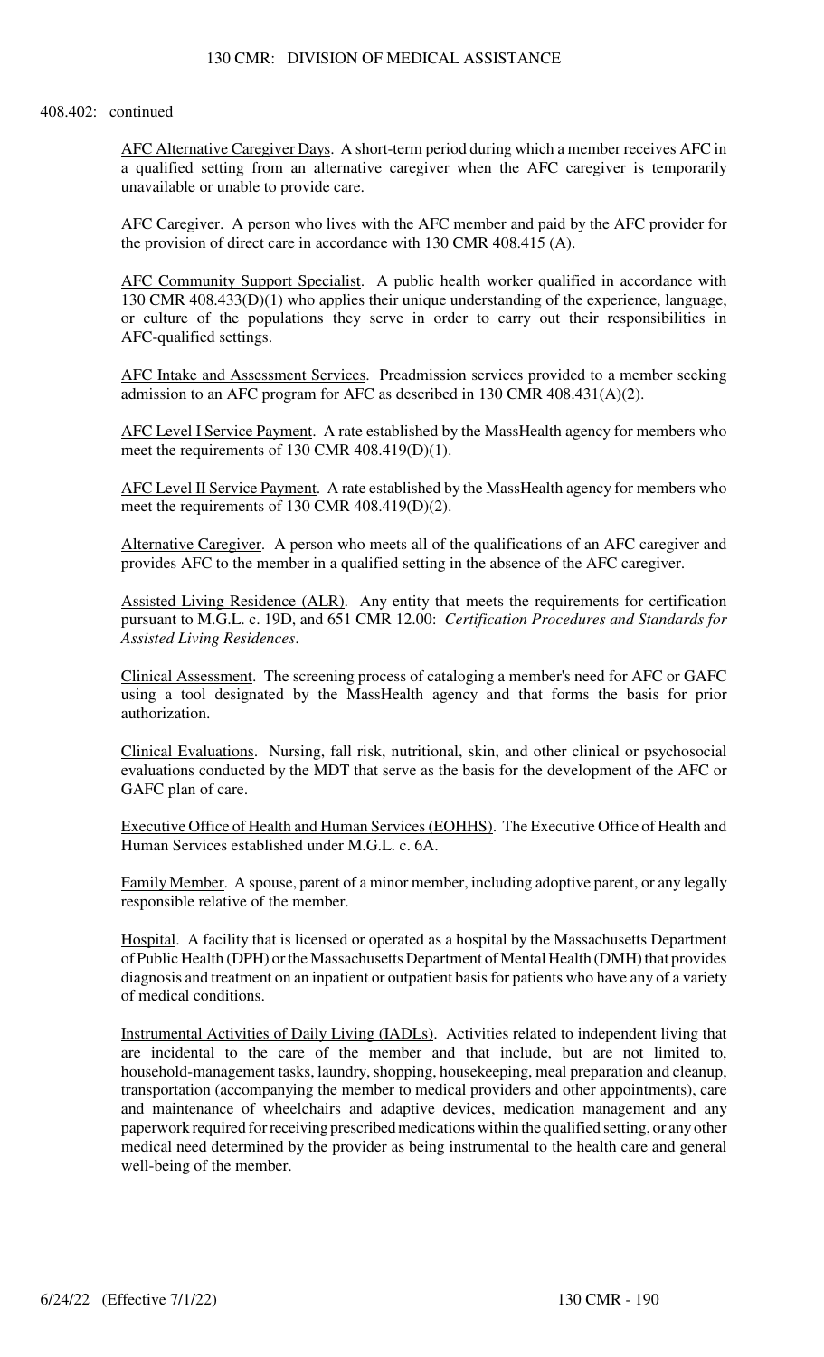408.402: continued

AFC Alternative Caregiver Days. A short-term period during which a member receives AFC in a qualified setting from an alternative caregiver when the AFC caregiver is temporarily unavailable or unable to provide care.

AFC Caregiver. A person who lives with the AFC member and paid by the AFC provider for the provision of direct care in accordance with 130 CMR 408.415 (A).

AFC Community Support Specialist. A public health worker qualified in accordance with 130 CMR 408.433(D)(1) who applies their unique understanding of the experience, language, or culture of the populations they serve in order to carry out their responsibilities in AFC-qualified settings.

AFC Intake and Assessment Services. Preadmission services provided to a member seeking admission to an AFC program for AFC as described in 130 CMR 408.431(A)(2).

AFC Level I Service Payment. A rate established by the MassHealth agency for members who meet the requirements of 130 CMR 408.419(D)(1).

AFC Level II Service Payment. A rate established by the MassHealth agency for members who meet the requirements of 130 CMR 408.419(D)(2).

Alternative Caregiver. A person who meets all of the qualifications of an AFC caregiver and provides AFC to the member in a qualified setting in the absence of the AFC caregiver.

Assisted Living Residence (ALR). Any entity that meets the requirements for certification pursuant to M.G.L. c. 19D, and 651 CMR 12.00: *Certification Procedures and Standards for Assisted Living Residences*.

Clinical Assessment. The screening process of cataloging a member's need for AFC or GAFC using a tool designated by the MassHealth agency and that forms the basis for prior authorization.

Clinical Evaluations. Nursing, fall risk, nutritional, skin, and other clinical or psychosocial evaluations conducted by the MDT that serve as the basis for the development of the AFC or GAFC plan of care.

Executive Office of Health and Human Services (EOHHS). The Executive Office of Health and Human Services established under M.G.L. c. 6A.

Family Member. A spouse, parent of a minor member, including adoptive parent, or any legally responsible relative of the member.

Hospital. A facility that is licensed or operated as a hospital by the Massachusetts Department of Public Health (DPH) or the Massachusetts Department of Mental Health (DMH) that provides diagnosis and treatment on an inpatient or outpatient basis for patients who have any of a variety of medical conditions.

Instrumental Activities of Daily Living (IADLs). Activities related to independent living that are incidental to the care of the member and that include, but are not limited to, household-management tasks, laundry, shopping, housekeeping, meal preparation and cleanup, transportation (accompanying the member to medical providers and other appointments), care and maintenance of wheelchairs and adaptive devices, medication management and any paperwork required for receiving prescribed medications within the qualified setting, or any other medical need determined by the provider as being instrumental to the health care and general well-being of the member.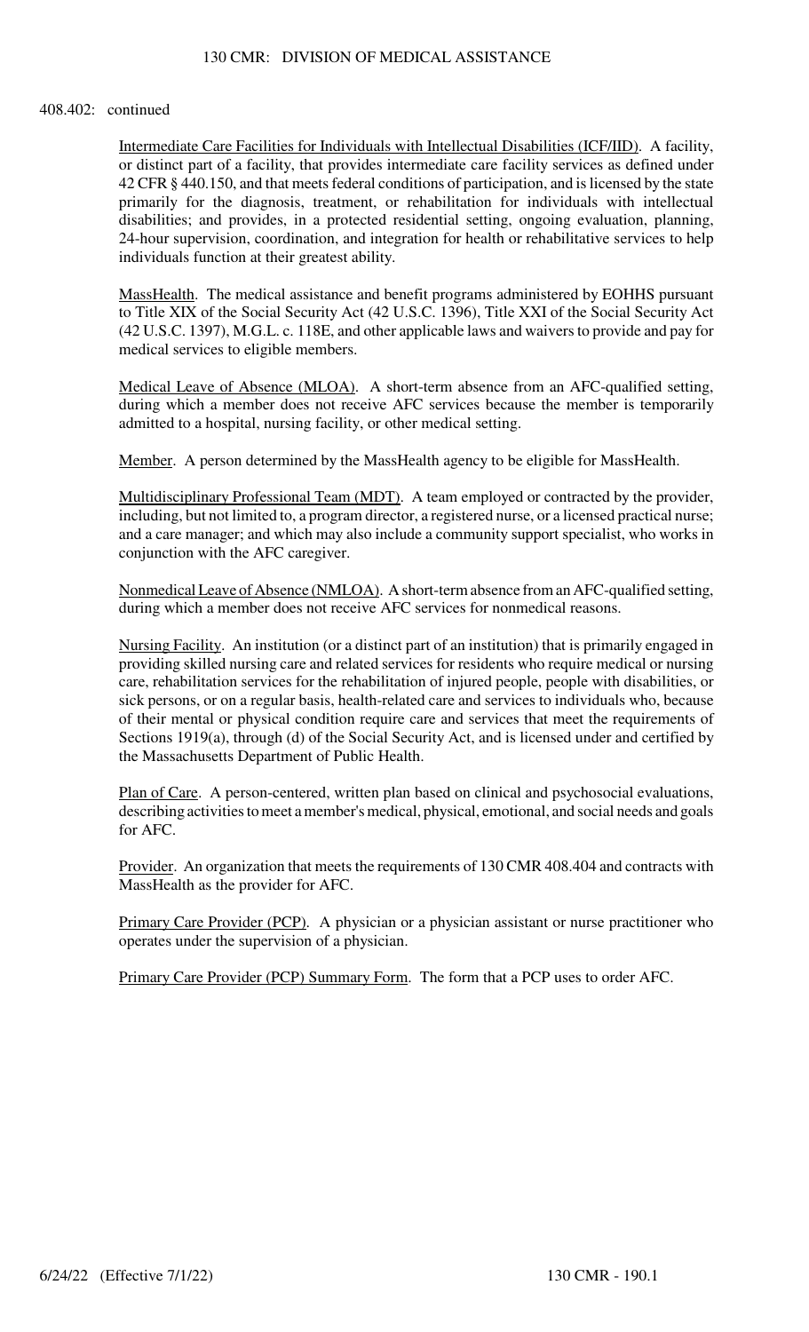408.402: continued

Intermediate Care Facilities for Individuals with Intellectual Disabilities (ICF/IID). A facility, or distinct part of a facility, that provides intermediate care facility services as defined under 42 CFR § 440.150, and that meets federal conditions of participation, and is licensed by the state primarily for the diagnosis, treatment, or rehabilitation for individuals with intellectual disabilities; and provides, in a protected residential setting, ongoing evaluation, planning, 24-hour supervision, coordination, and integration for health or rehabilitative services to help individuals function at their greatest ability.

MassHealth. The medical assistance and benefit programs administered by EOHHS pursuant to Title XIX of the Social Security Act (42 U.S.C. 1396), Title XXI of the Social Security Act (42 U.S.C. 1397), M.G.L. c. 118E, and other applicable laws and waivers to provide and pay for medical services to eligible members.

Medical Leave of Absence (MLOA). A short-term absence from an AFC-qualified setting, during which a member does not receive AFC services because the member is temporarily admitted to a hospital, nursing facility, or other medical setting.

Member. A person determined by the MassHealth agency to be eligible for MassHealth.

Multidisciplinary Professional Team (MDT). A team employed or contracted by the provider, including, but not limited to, a program director, a registered nurse, or a licensed practical nurse; and a care manager; and which may also include a community support specialist, who works in conjunction with the AFC caregiver.

Nonmedical Leave of Absence (NMLOA). A short-term absence from an AFC-qualified setting, during which a member does not receive AFC services for nonmedical reasons.

Nursing Facility. An institution (or a distinct part of an institution) that is primarily engaged in providing skilled nursing care and related services for residents who require medical or nursing care, rehabilitation services for the rehabilitation of injured people, people with disabilities, or sick persons, or on a regular basis, health-related care and services to individuals who, because of their mental or physical condition require care and services that meet the requirements of Sections 1919(a), through (d) of the Social Security Act, and is licensed under and certified by the Massachusetts Department of Public Health.

Plan of Care. A person-centered, written plan based on clinical and psychosocial evaluations, describing activities to meet a member's medical, physical, emotional, and social needs and goals for AFC.

Provider. An organization that meets the requirements of 130 CMR 408.404 and contracts with MassHealth as the provider for AFC.

Primary Care Provider (PCP). A physician or a physician assistant or nurse practitioner who operates under the supervision of a physician.

Primary Care Provider (PCP) Summary Form. The form that a PCP uses to order AFC.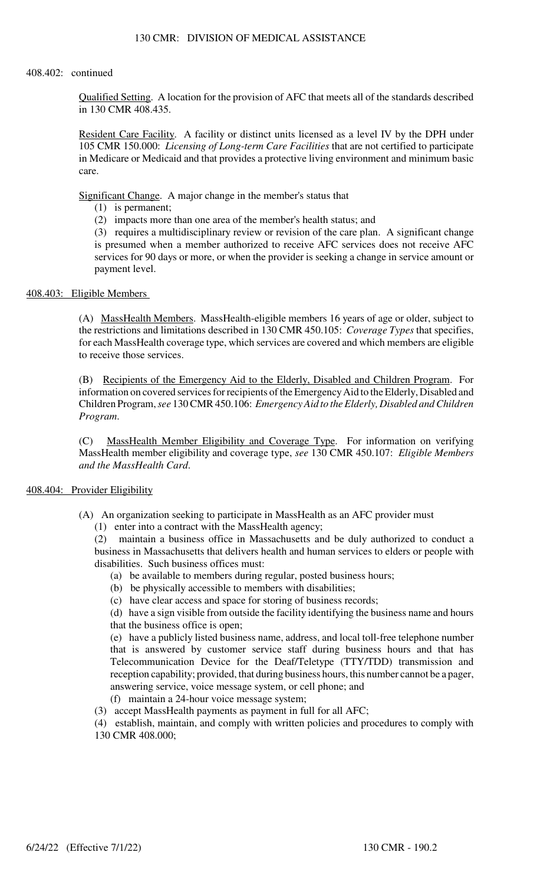408.402: continued

Qualified Setting. A location for the provision of AFC that meets all of the standards described in 130 CMR 408.435.

Resident Care Facility. A facility or distinct units licensed as a level IV by the DPH under 105 CMR 150.000: *Licensing of Long-term Care Facilities* that are not certified to participate in Medicare or Medicaid and that provides a protective living environment and minimum basic care.

Significant Change. A major change in the member's status that

(1) is permanent;

(2) impacts more than one area of the member's health status; and

(3) requires a multidisciplinary review or revision of the care plan. A significant change is presumed when a member authorized to receive AFC services does not receive AFC services for 90 days or more, or when the provider is seeking a change in service amount or payment level.

## 408.403: Eligible Members

(A) MassHealth Members. MassHealth-eligible members 16 years of age or older, subject to the restrictions and limitations described in 130 CMR 450.105: *Coverage Types* that specifies, for each MassHealth coverage type, which services are covered and which members are eligible to receive those services.

(B) Recipients of the Emergency Aid to the Elderly, Disabled and Children Program. For information on covered services for recipients of the Emergency Aid to the Elderly, Disabled and Children Program, *see* 130 CMR 450.106: *Emergency Aid to the Elderly, Disabled and Children Program.*

(C) MassHealth Member Eligibility and Coverage Type. For information on verifying MassHealth member eligibility and coverage type, *see* 130 CMR 450.107: *Eligible Members and the MassHealth Card.*

## 408.404: Provider Eligibility

(A) An organization seeking to participate in MassHealth as an AFC provider must

(1) enter into a contract with the MassHealth agency;

(2) maintain a business office in Massachusetts and be duly authorized to conduct a business in Massachusetts that delivers health and human services to elders or people with disabilities. Such business offices must:

(a) be available to members during regular, posted business hours;

(b) be physically accessible to members with disabilities;

(c) have clear access and space for storing of business records;

(d) have a sign visible from outside the facility identifying the business name and hours that the business office is open;

(e) have a publicly listed business name, address, and local toll-free telephone number that is answered by customer service staff during business hours and that has Telecommunication Device for the Deaf/Teletype (TTY/TDD) transmission and reception capability; provided, that during business hours, this number cannot be a pager, answering service, voice message system, or cell phone; and

(f) maintain a 24-hour voice message system;

(3) accept MassHealth payments as payment in full for all AFC;

(4) establish, maintain, and comply with written policies and procedures to comply with 130 CMR 408.000;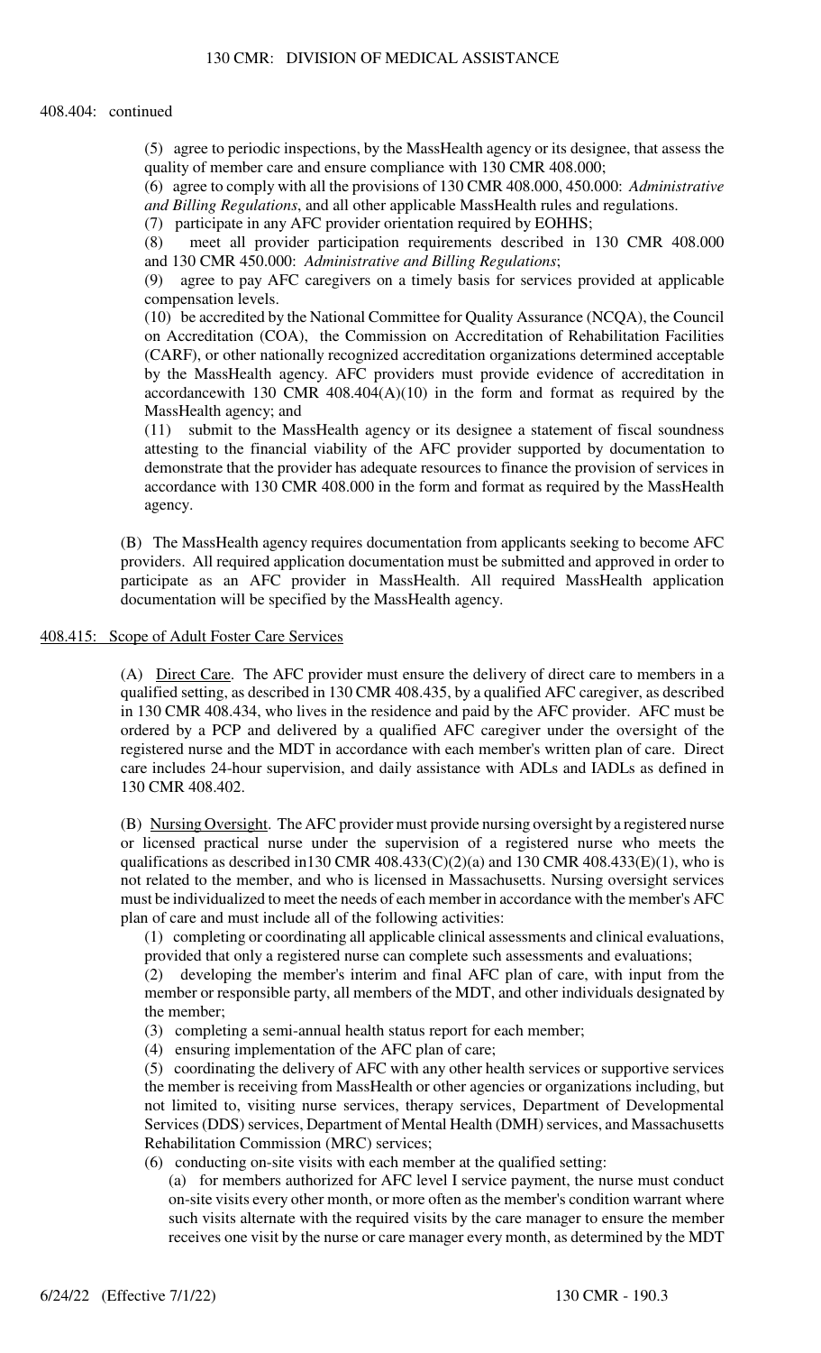408.404: continued

(5) agree to periodic inspections, by the MassHealth agency or its designee, that assess the quality of member care and ensure compliance with 130 CMR 408.000;

(6) agree to comply with all the provisions of 130 CMR 408.000, 450.000: *Administrative and Billing Regulations*, and all other applicable MassHealth rules and regulations.

(7) participate in any AFC provider orientation required by EOHHS;

(8) meet all provider participation requirements described in 130 CMR 408.000 and 130 CMR 450.000: *Administrative and Billing Regulations*;

(9) agree to pay AFC caregivers on a timely basis for services provided at applicable compensation levels.

(10) be accredited by the National Committee for Quality Assurance (NCQA), the Council on Accreditation (COA), the Commission on Accreditation of Rehabilitation Facilities (CARF), or other nationally recognized accreditation organizations determined acceptable by the MassHealth agency. AFC providers must provide evidence of accreditation in accordancewith 130 CMR 408.404(A)(10) in the form and format as required by the MassHealth agency; and

(11) submit to the MassHealth agency or its designee a statement of fiscal soundness attesting to the financial viability of the AFC provider supported by documentation to demonstrate that the provider has adequate resources to finance the provision of services in accordance with 130 CMR 408.000 in the form and format as required by the MassHealth agency.

(B) The MassHealth agency requires documentation from applicants seeking to become AFC providers. All required application documentation must be submitted and approved in order to participate as an AFC provider in MassHealth. All required MassHealth application documentation will be specified by the MassHealth agency.

## 408.415: Scope of Adult Foster Care Services

(A) Direct Care. The AFC provider must ensure the delivery of direct care to members in a qualified setting, as described in 130 CMR 408.435, by a qualified AFC caregiver, as described in 130 CMR 408.434, who lives in the residence and paid by the AFC provider. AFC must be ordered by a PCP and delivered by a qualified AFC caregiver under the oversight of the registered nurse and the MDT in accordance with each member's written plan of care. Direct care includes 24-hour supervision, and daily assistance with ADLs and IADLs as defined in 130 CMR 408.402.

(B) Nursing Oversight. The AFC provider must provide nursing oversight by a registered nurse or licensed practical nurse under the supervision of a registered nurse who meets the qualifications as described in130 CMR 408.433(C)(2)(a) and 130 CMR 408.433(E)(1), who is not related to the member, and who is licensed in Massachusetts. Nursing oversight services must be individualized to meet the needs of each member in accordance with the member's AFC plan of care and must include all of the following activities:

(1) completing or coordinating all applicable clinical assessments and clinical evaluations, provided that only a registered nurse can complete such assessments and evaluations;

(2) developing the member's interim and final AFC plan of care, with input from the member or responsible party, all members of the MDT, and other individuals designated by the member;

(3) completing a semi-annual health status report for each member;

(4) ensuring implementation of the AFC plan of care;

(5) coordinating the delivery of AFC with any other health services or supportive services the member is receiving from MassHealth or other agencies or organizations including, but not limited to, visiting nurse services, therapy services, Department of Developmental Services (DDS) services, Department of Mental Health (DMH) services, and Massachusetts Rehabilitation Commission (MRC) services;

(6) conducting on-site visits with each member at the qualified setting:

(a) for members authorized for AFC level I service payment, the nurse must conduct on-site visits every other month, or more often as the member's condition warrant where such visits alternate with the required visits by the care manager to ensure the member receives one visit by the nurse or care manager every month, as determined by the MDT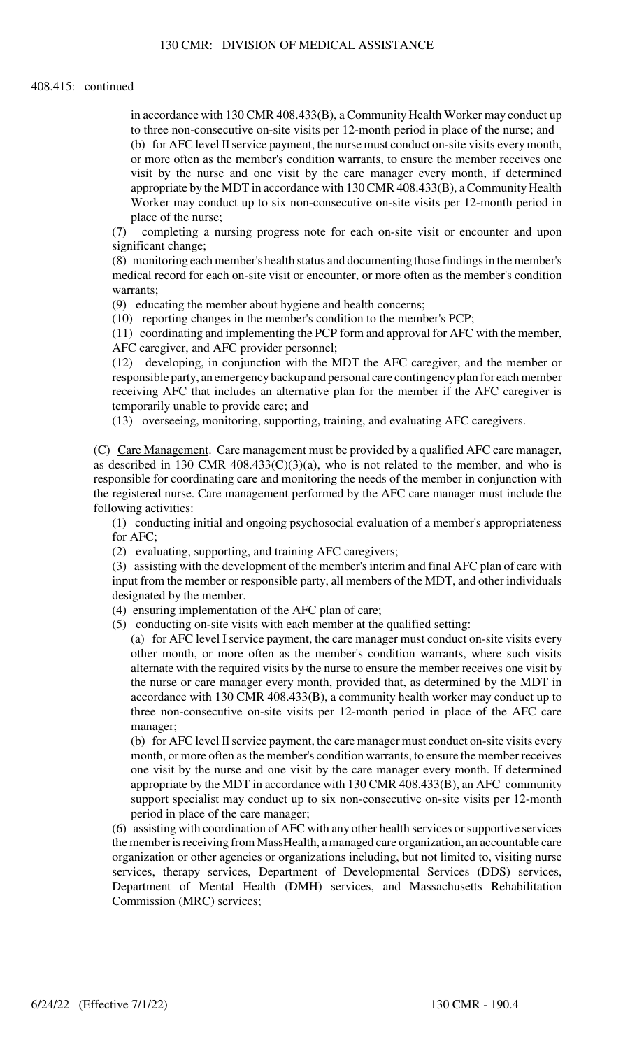408.415: continued

in accordance with 130 CMR 408.433(B), a Community Health Worker may conduct up to three non-consecutive on-site visits per 12-month period in place of the nurse; and

(b) for AFC level II service payment, the nurse must conduct on-site visits every month, or more often as the member's condition warrants, to ensure the member receives one visit by the nurse and one visit by the care manager every month, if determined appropriate by the MDT in accordance with 130 CMR 408.433(B), a Community Health Worker may conduct up to six non-consecutive on-site visits per 12-month period in place of the nurse;

(7) completing a nursing progress note for each on-site visit or encounter and upon significant change;

(8) monitoring each member's health status and documenting those findings in the member's medical record for each on-site visit or encounter, or more often as the member's condition warrants;

(9) educating the member about hygiene and health concerns;

(10) reporting changes in the member's condition to the member's PCP;

(11) coordinating and implementing the PCP form and approval for AFC with the member, AFC caregiver, and AFC provider personnel;

(12) developing, in conjunction with the MDT the AFC caregiver, and the member or responsible party, an emergency backup and personal care contingency plan for each member receiving AFC that includes an alternative plan for the member if the AFC caregiver is temporarily unable to provide care; and

(13) overseeing, monitoring, supporting, training, and evaluating AFC caregivers.

(C) Care Management. Care management must be provided by a qualified AFC care manager, as described in 130 CMR 408.433(C)(3)(a), who is not related to the member, and who is responsible for coordinating care and monitoring the needs of the member in conjunction with the registered nurse. Care management performed by the AFC care manager must include the following activities:

(1) conducting initial and ongoing psychosocial evaluation of a member's appropriateness for AFC;

(2) evaluating, supporting, and training AFC caregivers;

(3) assisting with the development of the member's interim and final AFC plan of care with input from the member or responsible party, all members of the MDT, and other individuals designated by the member.

(4) ensuring implementation of the AFC plan of care;

(5) conducting on-site visits with each member at the qualified setting:

(a) for AFC level I service payment, the care manager must conduct on-site visits every other month, or more often as the member's condition warrants, where such visits alternate with the required visits by the nurse to ensure the member receives one visit by the nurse or care manager every month, provided that, as determined by the MDT in accordance with 130 CMR 408.433(B), a community health worker may conduct up to three non-consecutive on-site visits per 12-month period in place of the AFC care manager;

(b) for AFC level II service payment, the care manager must conduct on-site visits every month, or more often as the member's condition warrants, to ensure the member receives one visit by the nurse and one visit by the care manager every month. If determined appropriate by the MDT in accordance with 130 CMR 408.433(B), an AFC community support specialist may conduct up to six non-consecutive on-site visits per 12-month period in place of the care manager;

(6) assisting with coordination of AFC with any other health services or supportive services the member is receiving from MassHealth, a managed care organization, an accountable care organization or other agencies or organizations including, but not limited to, visiting nurse services, therapy services, Department of Developmental Services (DDS) services, Department of Mental Health (DMH) services, and Massachusetts Rehabilitation Commission (MRC) services;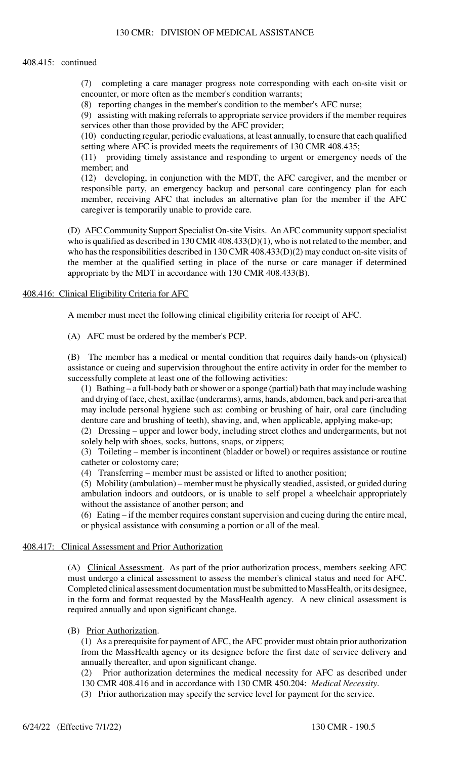408.415: continued

(7) completing a care manager progress note corresponding with each on-site visit or encounter, or more often as the member's condition warrants;

(8) reporting changes in the member's condition to the member's AFC nurse;

(9) assisting with making referrals to appropriate service providers if the member requires services other than those provided by the AFC provider;

(10) conducting regular, periodic evaluations, at least annually, to ensure that each qualified setting where AFC is provided meets the requirements of 130 CMR 408.435;

(11) providing timely assistance and responding to urgent or emergency needs of the member; and

(12) developing, in conjunction with the MDT, the AFC caregiver, and the member or responsible party, an emergency backup and personal care contingency plan for each member, receiving AFC that includes an alternative plan for the member if the AFC caregiver is temporarily unable to provide care.

(D) AFC Community Support Specialist On-site Visits. An AFC community support specialist who is qualified as described in 130 CMR 408.433(D)(1), who is not related to the member, and who has the responsibilities described in 130 CMR 408.433(D)(2) may conduct on-site visits of the member at the qualified setting in place of the nurse or care manager if determined appropriate by the MDT in accordance with 130 CMR 408.433(B).

## 408.416: Clinical Eligibility Criteria for AFC

A member must meet the following clinical eligibility criteria for receipt of AFC.

(A) AFC must be ordered by the member's PCP.

(B) The member has a medical or mental condition that requires daily hands-on (physical) assistance or cueing and supervision throughout the entire activity in order for the member to successfully complete at least one of the following activities:

(1) Bathing – a full-body bath or shower or a sponge (partial) bath that may include washing and drying of face, chest, axillae (underarms), arms, hands, abdomen, back and peri-area that may include personal hygiene such as: combing or brushing of hair, oral care (including denture care and brushing of teeth), shaving, and, when applicable, applying make-up;

(2) Dressing – upper and lower body, including street clothes and undergarments, but not solely help with shoes, socks, buttons, snaps, or zippers;

(3) Toileting – member is incontinent (bladder or bowel) or requires assistance or routine catheter or colostomy care;

(4) Transferring – member must be assisted or lifted to another position;

(5) Mobility (ambulation) – member must be physically steadied, assisted, or guided during ambulation indoors and outdoors, or is unable to self propel a wheelchair appropriately without the assistance of another person; and

(6) Eating – if the member requires constant supervision and cueing during the entire meal, or physical assistance with consuming a portion or all of the meal.

## 408.417: Clinical Assessment and Prior Authorization

(A) Clinical Assessment. As part of the prior authorization process, members seeking AFC must undergo a clinical assessment to assess the member's clinical status and need for AFC. Completed clinical assessment documentation must be submitted to MassHealth, or its designee, in the form and format requested by the MassHealth agency. A new clinical assessment is required annually and upon significant change.

(B) Prior Authorization.

(1) As a prerequisite for payment of AFC, the AFC provider must obtain prior authorization from the MassHealth agency or its designee before the first date of service delivery and annually thereafter, and upon significant change.

(2) Prior authorization determines the medical necessity for AFC as described under 130 CMR 408.416 and in accordance with 130 CMR 450.204: *Medical Necessity*.

(3) Prior authorization may specify the service level for payment for the service.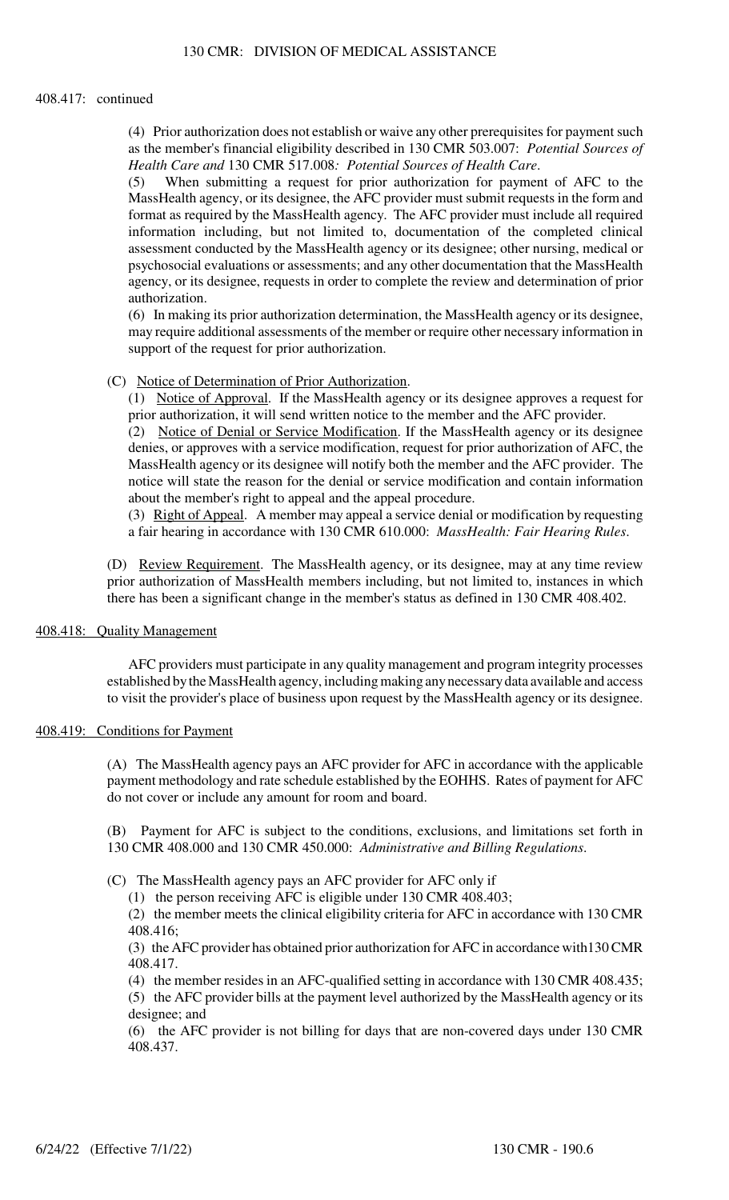408.417: continued

(4) Prior authorization does not establish or waive any other prerequisites for payment such as the member's financial eligibility described in 130 CMR 503.007: *Potential Sources of Health Care and* 130 CMR 517.008*: Potential Sources of Health Care*.

(5) When submitting a request for prior authorization for payment of AFC to the MassHealth agency, or its designee, the AFC provider must submit requests in the form and format as required by the MassHealth agency. The AFC provider must include all required information including, but not limited to, documentation of the completed clinical assessment conducted by the MassHealth agency or its designee; other nursing, medical or psychosocial evaluations or assessments; and any other documentation that the MassHealth agency, or its designee, requests in order to complete the review and determination of prior authorization.

(6) In making its prior authorization determination, the MassHealth agency or its designee, may require additional assessments of the member or require other necessary information in support of the request for prior authorization.

(C) Notice of Determination of Prior Authorization.

(1) Notice of Approval. If the MassHealth agency or its designee approves a request for prior authorization, it will send written notice to the member and the AFC provider.

(2) Notice of Denial or Service Modification. If the MassHealth agency or its designee denies, or approves with a service modification, request for prior authorization of AFC, the MassHealth agency or its designee will notify both the member and the AFC provider. The notice will state the reason for the denial or service modification and contain information about the member's right to appeal and the appeal procedure.

(3) Right of Appeal. A member may appeal a service denial or modification by requesting a fair hearing in accordance with 130 CMR 610.000: *MassHealth: Fair Hearing Rules*.

(D) Review Requirement. The MassHealth agency, or its designee, may at any time review prior authorization of MassHealth members including, but not limited to, instances in which there has been a significant change in the member's status as defined in 130 CMR 408.402.

## 408.418: Quality Management

AFC providers must participate in any quality management and program integrity processes established by the MassHealth agency, including making any necessary data available and access to visit the provider's place of business upon request by the MassHealth agency or its designee.

## 408.419: Conditions for Payment

(A) The MassHealth agency pays an AFC provider for AFC in accordance with the applicable payment methodology and rate schedule established by the EOHHS. Rates of payment for AFC do not cover or include any amount for room and board.

(B) Payment for AFC is subject to the conditions, exclusions, and limitations set forth in 130 CMR 408.000 and 130 CMR 450.000: *Administrative and Billing Regulations*.

(C) The MassHealth agency pays an AFC provider for AFC only if

(1) the person receiving AFC is eligible under 130 CMR 408.403;

(2) the member meets the clinical eligibility criteria for AFC in accordance with 130 CMR 408.416;

(3) the AFC provider has obtained prior authorization for AFC in accordance with130 CMR 408.417.

(4) the member resides in an AFC-qualified setting in accordance with 130 CMR 408.435;

(5) the AFC provider bills at the payment level authorized by the MassHealth agency or its designee; and

(6) the AFC provider is not billing for days that are non-covered days under 130 CMR 408.437.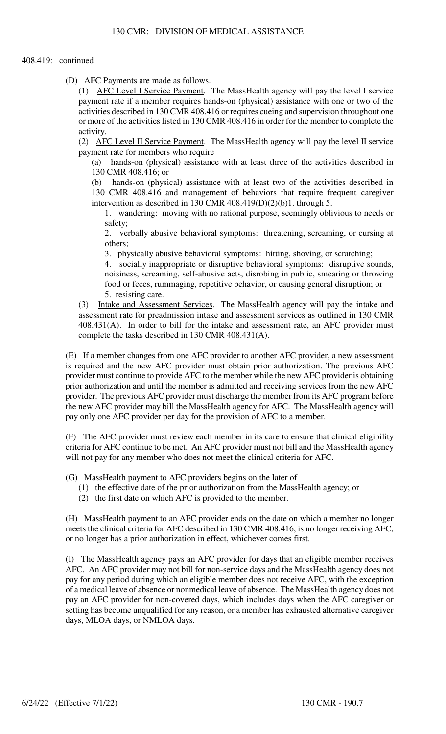408.419: continued

(D) AFC Payments are made as follows.

(1) AFC Level I Service Payment. The MassHealth agency will pay the level I service payment rate if a member requires hands-on (physical) assistance with one or two of the activities described in 130 CMR 408.416 or requires cueing and supervision throughout one or more of the activities listed in 130 CMR 408.416 in order for the member to complete the activity.

(2) AFC Level II Service Payment. The MassHealth agency will pay the level II service payment rate for members who require

(a) hands-on (physical) assistance with at least three of the activities described in 130 CMR 408.416; or

(b) hands-on (physical) assistance with at least two of the activities described in 130 CMR 408.416 and management of behaviors that require frequent caregiver intervention as described in 130 CMR 408.419(D)(2)(b)1. through 5.

1. wandering: moving with no rational purpose, seemingly oblivious to needs or safety;

2. verbally abusive behavioral symptoms: threatening, screaming, or cursing at others;

3. physically abusive behavioral symptoms: hitting, shoving, or scratching;

4. socially inappropriate or disruptive behavioral symptoms: disruptive sounds, noisiness, screaming, self-abusive acts, disrobing in public, smearing or throwing food or feces, rummaging, repetitive behavior, or causing general disruption; or

5. resisting care.

(3) Intake and Assessment Services. The MassHealth agency will pay the intake and assessment rate for preadmission intake and assessment services as outlined in 130 CMR 408.431(A). In order to bill for the intake and assessment rate, an AFC provider must complete the tasks described in 130 CMR 408.431(A).

(E) If a member changes from one AFC provider to another AFC provider, a new assessment is required and the new AFC provider must obtain prior authorization. The previous AFC provider must continue to provide AFC to the member while the new AFC provider is obtaining prior authorization and until the member is admitted and receiving services from the new AFC provider. The previous AFC provider must discharge the member from its AFC program before the new AFC provider may bill the MassHealth agency for AFC. The MassHealth agency will pay only one AFC provider per day for the provision of AFC to a member.

(F) The AFC provider must review each member in its care to ensure that clinical eligibility criteria for AFC continue to be met. An AFC provider must not bill and the MassHealth agency will not pay for any member who does not meet the clinical criteria for AFC.

(G) MassHealth payment to AFC providers begins on the later of

(1) the effective date of the prior authorization from the MassHealth agency; or

(2) the first date on which AFC is provided to the member.

(H) MassHealth payment to an AFC provider ends on the date on which a member no longer meets the clinical criteria for AFC described in 130 CMR 408.416, is no longer receiving AFC, or no longer has a prior authorization in effect, whichever comes first.

(I) The MassHealth agency pays an AFC provider for days that an eligible member receives AFC. An AFC provider may not bill for non-service days and the MassHealth agency does not pay for any period during which an eligible member does not receive AFC, with the exception of a medical leave of absence or nonmedical leave of absence. The MassHealth agency does not pay an AFC provider for non-covered days, which includes days when the AFC caregiver or setting has become unqualified for any reason, or a member has exhausted alternative caregiver days, MLOA days, or NMLOA days.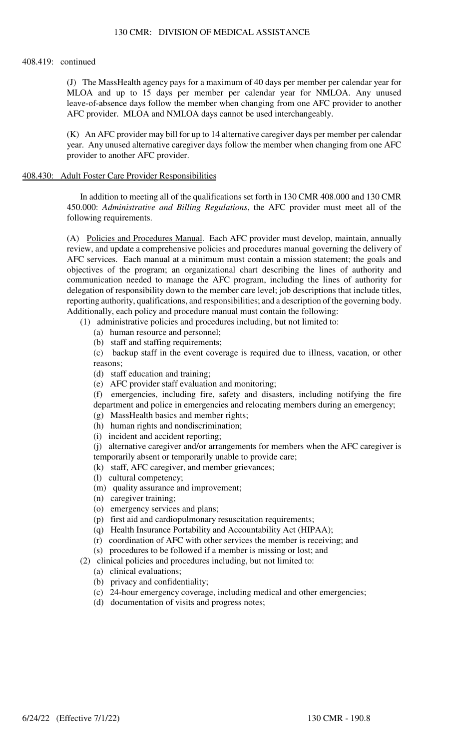408.419: continued

(J) The MassHealth agency pays for a maximum of 40 days per member per calendar year for MLOA and up to 15 days per member per calendar year for NMLOA. Any unused leave-of-absence days follow the member when changing from one AFC provider to another AFC provider. MLOA and NMLOA days cannot be used interchangeably.

(K) An AFC provider may bill for up to 14 alternative caregiver days per member per calendar year. Any unused alternative caregiver days follow the member when changing from one AFC provider to another AFC provider.

## 408.430: Adult Foster Care Provider Responsibilities

In addition to meeting all of the qualifications set forth in 130 CMR 408.000 and 130 CMR 450.000: *Administrative and Billing Regulations*, the AFC provider must meet all of the following requirements.

(A) Policies and Procedures Manual. Each AFC provider must develop, maintain, annually review, and update a comprehensive policies and procedures manual governing the delivery of AFC services. Each manual at a minimum must contain a mission statement; the goals and objectives of the program; an organizational chart describing the lines of authority and communication needed to manage the AFC program, including the lines of authority for delegation of responsibility down to the member care level; job descriptions that include titles, reporting authority, qualifications, and responsibilities; and a description of the governing body. Additionally, each policy and procedure manual must contain the following:

- (1) administrative policies and procedures including, but not limited to:
  - (a) human resource and personnel;
  - (b) staff and staffing requirements;
  - (c) backup staff in the event coverage is required due to illness, vacation, or other reasons;
  - (d) staff education and training;
  - (e) AFC provider staff evaluation and monitoring;
  - (f) emergencies, including fire, safety and disasters, including notifying the fire department and police in emergencies and relocating members during an emergency;
  - (g) MassHealth basics and member rights;
  - (h) human rights and nondiscrimination;
  - (i) incident and accident reporting;
  - (j) alternative caregiver and/or arrangements for members when the AFC caregiver is temporarily absent or temporarily unable to provide care;
  - (k) staff, AFC caregiver, and member grievances;
  - (l) cultural competency;
  - (m) quality assurance and improvement;
  - (n) caregiver training;
  - (o) emergency services and plans;
  - (p) first aid and cardiopulmonary resuscitation requirements;
  - (q) Health Insurance Portability and Accountability Act (HIPAA);
  - (r) coordination of AFC with other services the member is receiving; and
  - (s) procedures to be followed if a member is missing or lost; and
- (2) clinical policies and procedures including, but not limited to:
  - (a) clinical evaluations;
  - (b) privacy and confidentiality;
  - (c) 24-hour emergency coverage, including medical and other emergencies;
  - (d) documentation of visits and progress notes;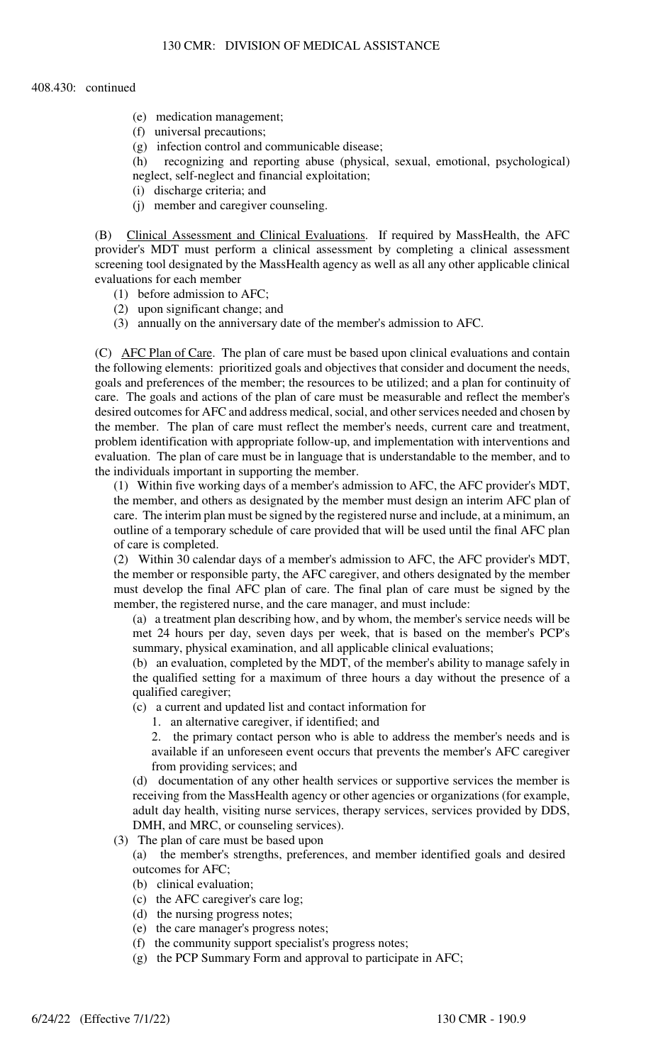408.430: continued

(e) medication management;

(f) universal precautions;

(g) infection control and communicable disease;

(h) recognizing and reporting abuse (physical, sexual, emotional, psychological) neglect, self-neglect and financial exploitation;

(i) discharge criteria; and

(j) member and caregiver counseling.

(B) Clinical Assessment and Clinical Evaluations. If required by MassHealth, the AFC provider's MDT must perform a clinical assessment by completing a clinical assessment screening tool designated by the MassHealth agency as well as all any other applicable clinical evaluations for each member

(1) before admission to AFC;

(2) upon significant change; and

(3) annually on the anniversary date of the member's admission to AFC.

(C) AFC Plan of Care. The plan of care must be based upon clinical evaluations and contain the following elements: prioritized goals and objectives that consider and document the needs, goals and preferences of the member; the resources to be utilized; and a plan for continuity of care. The goals and actions of the plan of care must be measurable and reflect the member's desired outcomes for AFC and address medical, social, and other services needed and chosen by the member. The plan of care must reflect the member's needs, current care and treatment, problem identification with appropriate follow-up, and implementation with interventions and evaluation. The plan of care must be in language that is understandable to the member, and to the individuals important in supporting the member.

(1) Within five working days of a member's admission to AFC, the AFC provider's MDT, the member, and others as designated by the member must design an interim AFC plan of care. The interim plan must be signed by the registered nurse and include, at a minimum, an outline of a temporary schedule of care provided that will be used until the final AFC plan of care is completed.

(2) Within 30 calendar days of a member's admission to AFC, the AFC provider's MDT, the member or responsible party, the AFC caregiver, and others designated by the member must develop the final AFC plan of care. The final plan of care must be signed by the member, the registered nurse, and the care manager, and must include:

(a) a treatment plan describing how, and by whom, the member's service needs will be met 24 hours per day, seven days per week, that is based on the member's PCP's summary, physical examination, and all applicable clinical evaluations;

(b) an evaluation, completed by the MDT, of the member's ability to manage safely in the qualified setting for a maximum of three hours a day without the presence of a qualified caregiver;

(c) a current and updated list and contact information for

1. an alternative caregiver, if identified; and

2. the primary contact person who is able to address the member's needs and is available if an unforeseen event occurs that prevents the member's AFC caregiver from providing services; and

(d) documentation of any other health services or supportive services the member is receiving from the MassHealth agency or other agencies or organizations (for example, adult day health, visiting nurse services, therapy services, services provided by DDS, DMH, and MRC, or counseling services).

(3) The plan of care must be based upon

(a) the member's strengths, preferences, and member identified goals and desired outcomes for AFC;

(b) clinical evaluation;

(c) the AFC caregiver's care log;

(d) the nursing progress notes;

(e) the care manager's progress notes;

(f) the community support specialist's progress notes;

(g) the PCP Summary Form and approval to participate in AFC;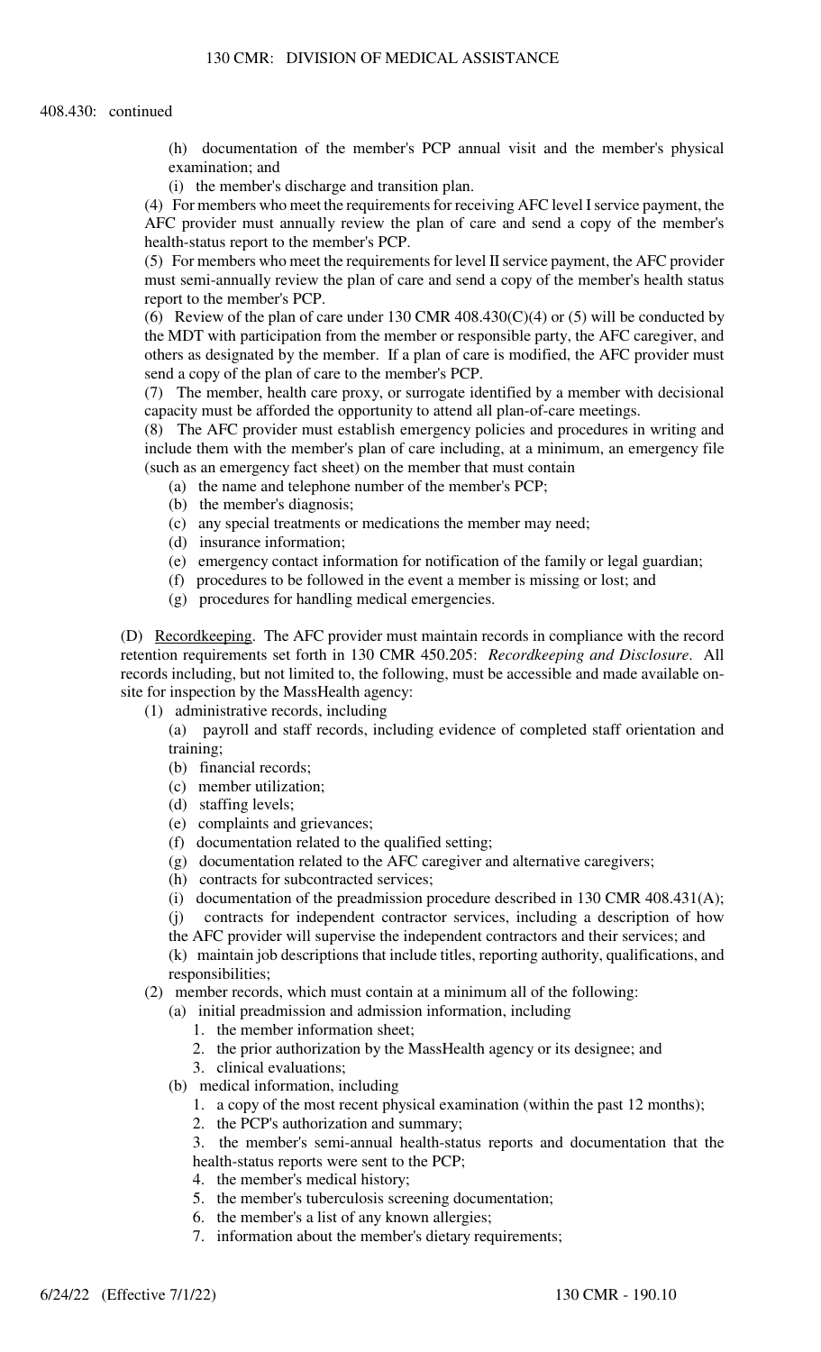408.430: continued

(h) documentation of the member's PCP annual visit and the member's physical examination; and

(i) the member's discharge and transition plan.

(4) For members who meet the requirements for receiving AFC level I service payment, the AFC provider must annually review the plan of care and send a copy of the member's health-status report to the member's PCP.

(5) For members who meet the requirements for level II service payment, the AFC provider must semi-annually review the plan of care and send a copy of the member's health status report to the member's PCP.

(6) Review of the plan of care under 130 CMR 408.430(C)(4) or (5) will be conducted by the MDT with participation from the member or responsible party, the AFC caregiver, and others as designated by the member. If a plan of care is modified, the AFC provider must send a copy of the plan of care to the member's PCP.

(7) The member, health care proxy, or surrogate identified by a member with decisional capacity must be afforded the opportunity to attend all plan-of-care meetings.

(8) The AFC provider must establish emergency policies and procedures in writing and include them with the member's plan of care including, at a minimum, an emergency file (such as an emergency fact sheet) on the member that must contain

- (a) the name and telephone number of the member's PCP;
- (b) the member's diagnosis;
- (c) any special treatments or medications the member may need;
- (d) insurance information;
- (e) emergency contact information for notification of the family or legal guardian;
- (f) procedures to be followed in the event a member is missing or lost; and
- (g) procedures for handling medical emergencies.

(D) Recordkeeping. The AFC provider must maintain records in compliance with the record retention requirements set forth in 130 CMR 450.205: *Recordkeeping and Disclosure*. All records including, but not limited to, the following, must be accessible and made available on-site for inspection by the MassHealth agency:

(1) administrative records, including

- (a) payroll and staff records, including evidence of completed staff orientation and training;
- (b) financial records;
- (c) member utilization;
- (d) staffing levels;
- (e) complaints and grievances;
- (f) documentation related to the qualified setting;
- (g) documentation related to the AFC caregiver and alternative caregivers;
- (h) contracts for subcontracted services;
- (i) documentation of the preadmission procedure described in 130 CMR 408.431(A);
- (j) contracts for independent contractor services, including a description of how the AFC provider will supervise the independent contractors and their services; and
- (k) maintain job descriptions that include titles, reporting authority, qualifications, and responsibilities;

(2) member records, which must contain at a minimum all of the following:

- (a) initial preadmission and admission information, including
  1. the member information sheet;
  2. the prior authorization by the MassHealth agency or its designee; and
  3. clinical evaluations;
- (b) medical information, including
  1. a copy of the most recent physical examination (within the past 12 months);
  2. the PCP's authorization and summary;
  3. the member's semi-annual health-status reports and documentation that the health-status reports were sent to the PCP;
  4. the member's medical history;
  5. the member's tuberculosis screening documentation;
  6. the member's a list of any known allergies;
  7. information about the member's dietary requirements;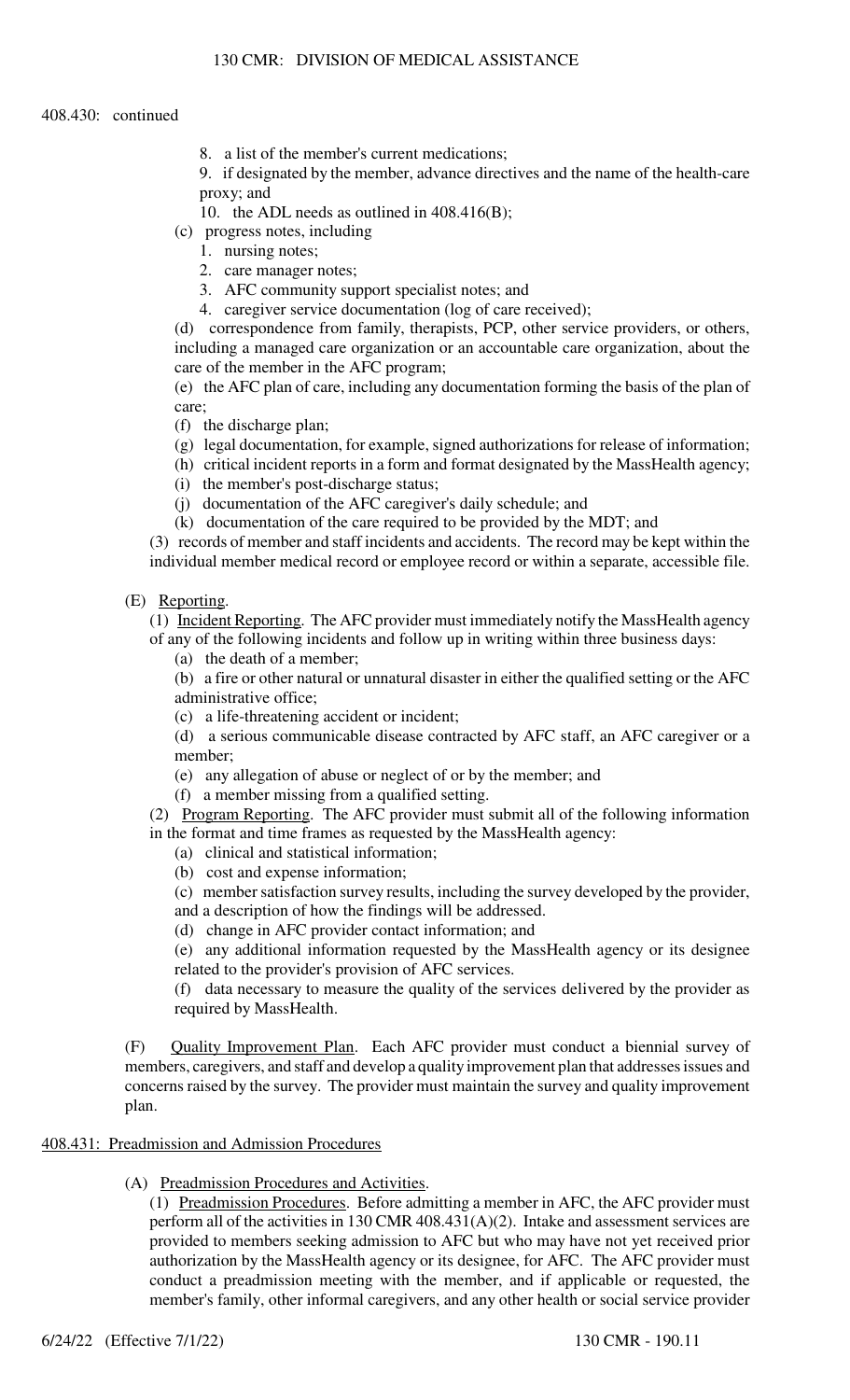408.430: continued

8. a list of the member's current medications;
9. if designated by the member, advance directives and the name of the health-care proxy; and
10. the ADL needs as outlined in 408.416(B);

(c) progress notes, including
1. nursing notes;
2. care manager notes;
3. AFC community support specialist notes; and
4. caregiver service documentation (log of care received);

(d) correspondence from family, therapists, PCP, other service providers, or others, including a managed care organization or an accountable care organization, about the care of the member in the AFC program;

(e) the AFC plan of care, including any documentation forming the basis of the plan of care;

(f) the discharge plan;

(g) legal documentation, for example, signed authorizations for release of information;

(h) critical incident reports in a form and format designated by the MassHealth agency;

(i) the member's post-discharge status;

(j) documentation of the AFC caregiver's daily schedule; and

(k) documentation of the care required to be provided by the MDT; and

(3) records of member and staff incidents and accidents. The record may be kept within the individual member medical record or employee record or within a separate, accessible file.

(E) Reporting.

(1) Incident Reporting. The AFC provider must immediately notify the MassHealth agency of any of the following incidents and follow up in writing within three business days:

(a) the death of a member;

(b) a fire or other natural or unnatural disaster in either the qualified setting or the AFC administrative office;

(c) a life-threatening accident or incident;

(d) a serious communicable disease contracted by AFC staff, an AFC caregiver or a member;

(e) any allegation of abuse or neglect of or by the member; and

(f) a member missing from a qualified setting.

(2) Program Reporting. The AFC provider must submit all of the following information in the format and time frames as requested by the MassHealth agency:

(a) clinical and statistical information;

(b) cost and expense information;

(c) member satisfaction survey results, including the survey developed by the provider, and a description of how the findings will be addressed.

(d) change in AFC provider contact information; and

(e) any additional information requested by the MassHealth agency or its designee related to the provider's provision of AFC services.

(f) data necessary to measure the quality of the services delivered by the provider as required by MassHealth.

(F) Quality Improvement Plan. Each AFC provider must conduct a biennial survey of members, caregivers, and staff and develop a quality improvement plan that addresses issues and concerns raised by the survey. The provider must maintain the survey and quality improvement plan.

## 408.431: Preadmission and Admission Procedures

(A) Preadmission Procedures and Activities.

(1) Preadmission Procedures. Before admitting a member in AFC, the AFC provider must perform all of the activities in 130 CMR 408.431(A)(2). Intake and assessment services are provided to members seeking admission to AFC but who may have not yet received prior authorization by the MassHealth agency or its designee, for AFC. The AFC provider must conduct a preadmission meeting with the member, and if applicable or requested, the member's family, other informal caregivers, and any other health or social service provider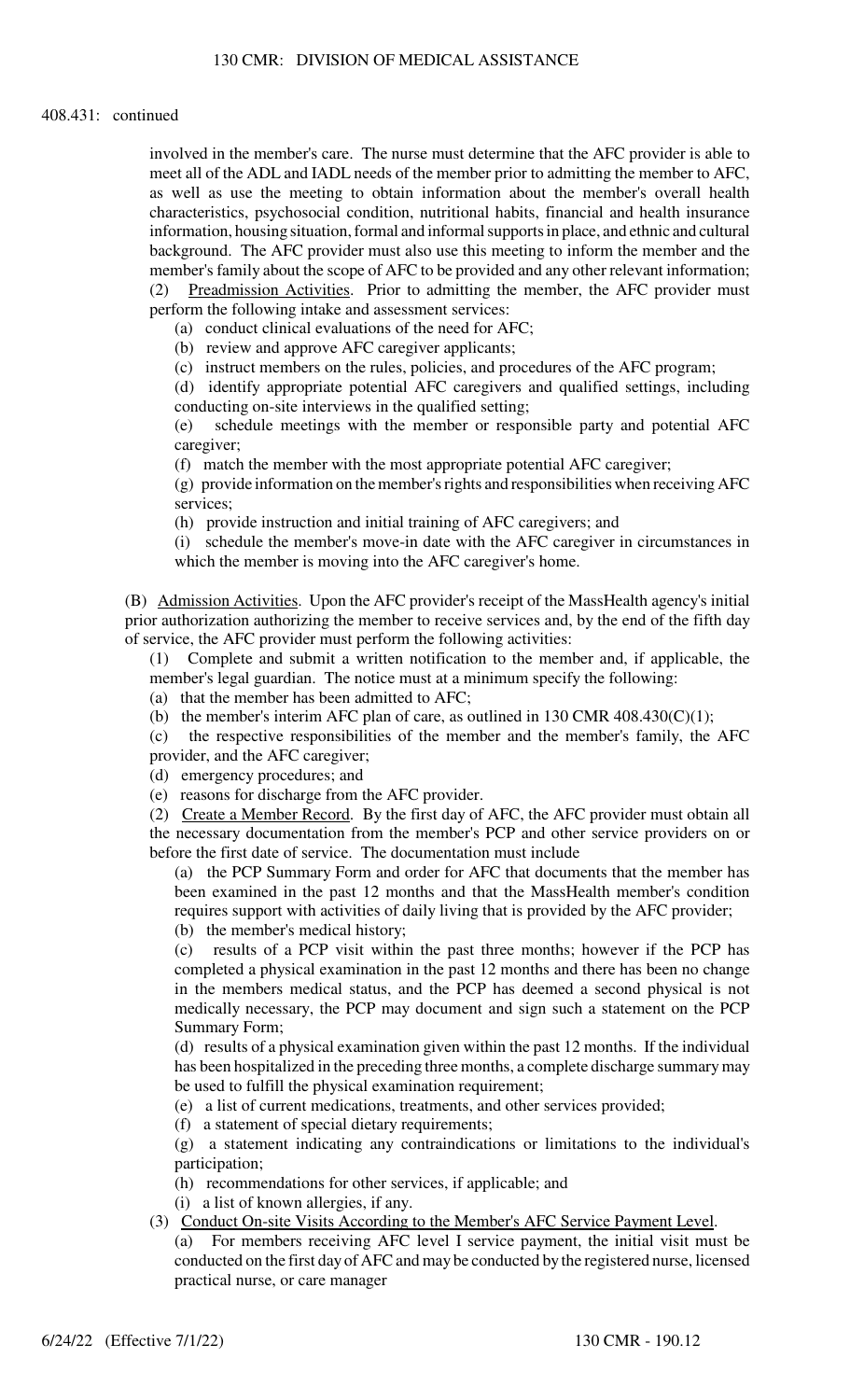408.431: continued

involved in the member's care. The nurse must determine that the AFC provider is able to meet all of the ADL and IADL needs of the member prior to admitting the member to AFC, as well as use the meeting to obtain information about the member's overall health characteristics, psychosocial condition, nutritional habits, financial and health insurance information, housing situation, formal and informal supports in place, and ethnic and cultural background. The AFC provider must also use this meeting to inform the member and the member's family about the scope of AFC to be provided and any other relevant information;

(2) Preadmission Activities. Prior to admitting the member, the AFC provider must perform the following intake and assessment services:

(a) conduct clinical evaluations of the need for AFC;

(b) review and approve AFC caregiver applicants;

(c) instruct members on the rules, policies, and procedures of the AFC program;

(d) identify appropriate potential AFC caregivers and qualified settings, including conducting on-site interviews in the qualified setting;

(e) schedule meetings with the member or responsible party and potential AFC caregiver;

(f) match the member with the most appropriate potential AFC caregiver;

(g) provide information on the member's rights and responsibilities when receiving AFC services;

(h) provide instruction and initial training of AFC caregivers; and

(i) schedule the member's move-in date with the AFC caregiver in circumstances in which the member is moving into the AFC caregiver's home.

(B) Admission Activities. Upon the AFC provider's receipt of the MassHealth agency's initial prior authorization authorizing the member to receive services and, by the end of the fifth day of service, the AFC provider must perform the following activities:

(1) Complete and submit a written notification to the member and, if applicable, the member's legal guardian. The notice must at a minimum specify the following:

(a) that the member has been admitted to AFC;

(b) the member's interim AFC plan of care, as outlined in 130 CMR 408.430(C)(1);

(c) the respective responsibilities of the member and the member's family, the AFC provider, and the AFC caregiver;

(d) emergency procedures; and

(e) reasons for discharge from the AFC provider.

(2) Create a Member Record. By the first day of AFC, the AFC provider must obtain all the necessary documentation from the member's PCP and other service providers on or before the first date of service. The documentation must include

(a) the PCP Summary Form and order for AFC that documents that the member has been examined in the past 12 months and that the MassHealth member's condition requires support with activities of daily living that is provided by the AFC provider;

(b) the member's medical history;

(c) results of a PCP visit within the past three months; however if the PCP has completed a physical examination in the past 12 months and there has been no change in the members medical status, and the PCP has deemed a second physical is not medically necessary, the PCP may document and sign such a statement on the PCP Summary Form;

(d) results of a physical examination given within the past 12 months. If the individual has been hospitalized in the preceding three months, a complete discharge summary may be used to fulfill the physical examination requirement;

(e) a list of current medications, treatments, and other services provided;

(f) a statement of special dietary requirements;

(g) a statement indicating any contraindications or limitations to the individual's participation;

(h) recommendations for other services, if applicable; and

(i) a list of known allergies, if any.

(3) Conduct On-site Visits According to the Member's AFC Service Payment Level.

(a) For members receiving AFC level I service payment, the initial visit must be conducted on the first day of AFC and may be conducted by the registered nurse, licensed practical nurse, or care manager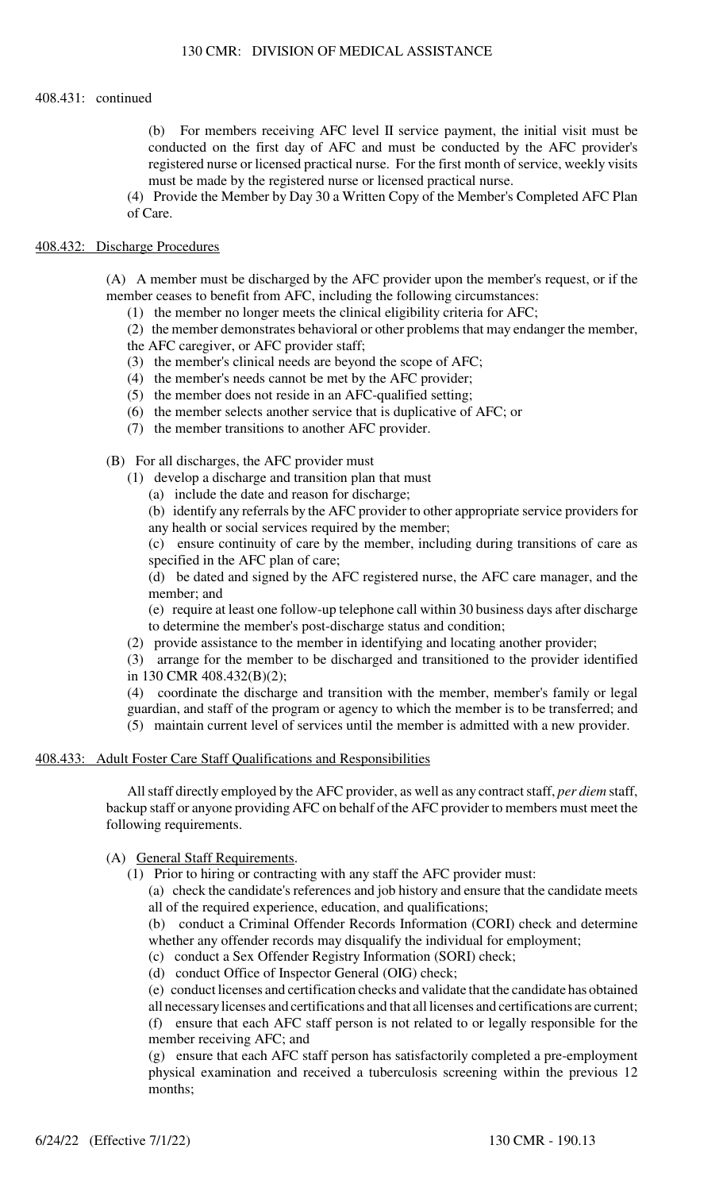408.431: continued

(b) For members receiving AFC level II service payment, the initial visit must be conducted on the first day of AFC and must be conducted by the AFC provider's registered nurse or licensed practical nurse. For the first month of service, weekly visits must be made by the registered nurse or licensed practical nurse.

(4) Provide the Member by Day 30 a Written Copy of the Member's Completed AFC Plan of Care.

## 408.432: Discharge Procedures

(A) A member must be discharged by the AFC provider upon the member's request, or if the member ceases to benefit from AFC, including the following circumstances:

(1) the member no longer meets the clinical eligibility criteria for AFC;

(2) the member demonstrates behavioral or other problems that may endanger the member, the AFC caregiver, or AFC provider staff;

(3) the member's clinical needs are beyond the scope of AFC;

(4) the member's needs cannot be met by the AFC provider;

(5) the member does not reside in an AFC-qualified setting;

(6) the member selects another service that is duplicative of AFC; or

(7) the member transitions to another AFC provider.

(B) For all discharges, the AFC provider must

(1) develop a discharge and transition plan that must

(a) include the date and reason for discharge;

(b) identify any referrals by the AFC provider to other appropriate service providers for any health or social services required by the member;

(c) ensure continuity of care by the member, including during transitions of care as specified in the AFC plan of care;

(d) be dated and signed by the AFC registered nurse, the AFC care manager, and the member; and

(e) require at least one follow-up telephone call within 30 business days after discharge to determine the member's post-discharge status and condition;

(2) provide assistance to the member in identifying and locating another provider;

(3) arrange for the member to be discharged and transitioned to the provider identified in 130 CMR 408.432(B)(2);

(4) coordinate the discharge and transition with the member, member's family or legal guardian, and staff of the program or agency to which the member is to be transferred; and

(5) maintain current level of services until the member is admitted with a new provider.

## 408.433: Adult Foster Care Staff Qualifications and Responsibilities

All staff directly employed by the AFC provider, as well as any contract staff, *per diem* staff, backup staff or anyone providing AFC on behalf of the AFC provider to members must meet the following requirements.

(A) General Staff Requirements.

(1) Prior to hiring or contracting with any staff the AFC provider must:

(a) check the candidate's references and job history and ensure that the candidate meets all of the required experience, education, and qualifications;

(b) conduct a Criminal Offender Records Information (CORI) check and determine whether any offender records may disqualify the individual for employment;

(c) conduct a Sex Offender Registry Information (SORI) check;

(d) conduct Office of Inspector General (OIG) check;

(e) conduct licenses and certification checks and validate that the candidate has obtained all necessary licenses and certifications and that all licenses and certifications are current;

(f) ensure that each AFC staff person is not related to or legally responsible for the member receiving AFC; and

(g) ensure that each AFC staff person has satisfactorily completed a pre-employment physical examination and received a tuberculosis screening within the previous 12 months;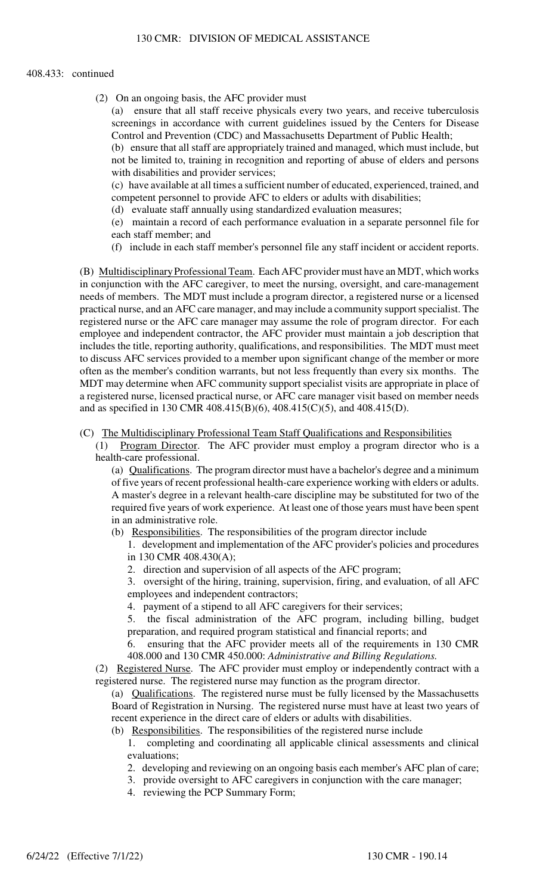408.433: continued

(2) On an ongoing basis, the AFC provider must

(a) ensure that all staff receive physicals every two years, and receive tuberculosis screenings in accordance with current guidelines issued by the Centers for Disease Control and Prevention (CDC) and Massachusetts Department of Public Health;

(b) ensure that all staff are appropriately trained and managed, which must include, but not be limited to, training in recognition and reporting of abuse of elders and persons with disabilities and provider services;

(c) have available at all times a sufficient number of educated, experienced, trained, and competent personnel to provide AFC to elders or adults with disabilities;

(d) evaluate staff annually using standardized evaluation measures;

(e) maintain a record of each performance evaluation in a separate personnel file for each staff member; and

(f) include in each staff member's personnel file any staff incident or accident reports.

(B) Multidisciplinary Professional Team. Each AFC provider must have an MDT, which works in conjunction with the AFC caregiver, to meet the nursing, oversight, and care-management needs of members. The MDT must include a program director, a registered nurse or a licensed practical nurse, and an AFC care manager, and may include a community support specialist. The registered nurse or the AFC care manager may assume the role of program director. For each employee and independent contractor, the AFC provider must maintain a job description that includes the title, reporting authority, qualifications, and responsibilities. The MDT must meet to discuss AFC services provided to a member upon significant change of the member or more often as the member's condition warrants, but not less frequently than every six months. The MDT may determine when AFC community support specialist visits are appropriate in place of a registered nurse, licensed practical nurse, or AFC care manager visit based on member needs and as specified in 130 CMR 408.415(B)(6), 408.415(C)(5), and 408.415(D).

(C) The Multidisciplinary Professional Team Staff Qualifications and Responsibilities

(1) Program Director. The AFC provider must employ a program director who is a health-care professional.

(a) Qualifications. The program director must have a bachelor's degree and a minimum of five years of recent professional health-care experience working with elders or adults. A master's degree in a relevant health-care discipline may be substituted for two of the required five years of work experience. At least one of those years must have been spent in an administrative role.

(b) Responsibilities. The responsibilities of the program director include

1. development and implementation of the AFC provider's policies and procedures in 130 CMR 408.430(A);
2. direction and supervision of all aspects of the AFC program;
3. oversight of the hiring, training, supervision, firing, and evaluation, of all AFC employees and independent contractors;
4. payment of a stipend to all AFC caregivers for their services;
5. the fiscal administration of the AFC program, including billing, budget preparation, and required program statistical and financial reports; and
6. ensuring that the AFC provider meets all of the requirements in 130 CMR 408.000 and 130 CMR 450.000: *Administrative and Billing Regulations.*

(2) Registered Nurse. The AFC provider must employ or independently contract with a registered nurse. The registered nurse may function as the program director.

(a) Qualifications. The registered nurse must be fully licensed by the Massachusetts Board of Registration in Nursing. The registered nurse must have at least two years of recent experience in the direct care of elders or adults with disabilities.

(b) Responsibilities. The responsibilities of the registered nurse include

1. completing and coordinating all applicable clinical assessments and clinical evaluations;
2. developing and reviewing on an ongoing basis each member's AFC plan of care;
3. provide oversight to AFC caregivers in conjunction with the care manager;
4. reviewing the PCP Summary Form;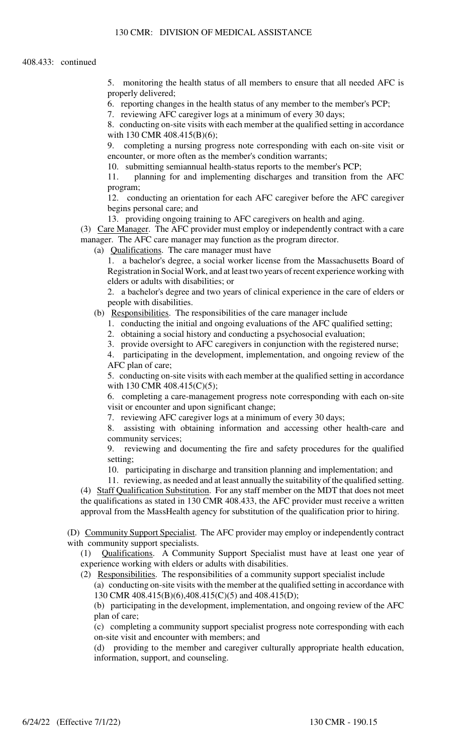408.433: continued

5. monitoring the health status of all members to ensure that all needed AFC is properly delivered;
6. reporting changes in the health status of any member to the member's PCP;
7. reviewing AFC caregiver logs at a minimum of every 30 days;
8. conducting on-site visits with each member at the qualified setting in accordance with 130 CMR 408.415(B)(6);
9. completing a nursing progress note corresponding with each on-site visit or encounter, or more often as the member's condition warrants;
10. submitting semiannual health-status reports to the member's PCP;
11. planning for and implementing discharges and transition from the AFC program;
12. conducting an orientation for each AFC caregiver before the AFC caregiver begins personal care; and
13. providing ongoing training to AFC caregivers on health and aging.

(3) Care Manager. The AFC provider must employ or independently contract with a care manager. The AFC care manager may function as the program director.

(a) Qualifications. The care manager must have

1. a bachelor's degree, a social worker license from the Massachusetts Board of Registration in Social Work, and at least two years of recent experience working with elders or adults with disabilities; or
2. a bachelor's degree and two years of clinical experience in the care of elders or people with disabilities.

(b) Responsibilities. The responsibilities of the care manager include

1. conducting the initial and ongoing evaluations of the AFC qualified setting;
2. obtaining a social history and conducting a psychosocial evaluation;
3. provide oversight to AFC caregivers in conjunction with the registered nurse;
4. participating in the development, implementation, and ongoing review of the AFC plan of care;
5. conducting on-site visits with each member at the qualified setting in accordance with 130 CMR 408.415(C)(5);
6. completing a care-management progress note corresponding with each on-site visit or encounter and upon significant change;
7. reviewing AFC caregiver logs at a minimum of every 30 days;
8. assisting with obtaining information and accessing other health-care and community services;
9. reviewing and documenting the fire and safety procedures for the qualified setting;
10. participating in discharge and transition planning and implementation; and
11. reviewing, as needed and at least annually the suitability of the qualified setting.

(4) Staff Qualification Substitution. For any staff member on the MDT that does not meet the qualifications as stated in 130 CMR 408.433, the AFC provider must receive a written approval from the MassHealth agency for substitution of the qualification prior to hiring.

(D) Community Support Specialist. The AFC provider may employ or independently contract with community support specialists.

(1) Qualifications. A Community Support Specialist must have at least one year of experience working with elders or adults with disabilities.

(2) Responsibilities. The responsibilities of a community support specialist include

(a) conducting on-site visits with the member at the qualified setting in accordance with 130 CMR 408.415(B)(6),408.415(C)(5) and 408.415(D);
(b) participating in the development, implementation, and ongoing review of the AFC plan of care;
(c) completing a community support specialist progress note corresponding with each on-site visit and encounter with members; and
(d) providing to the member and caregiver culturally appropriate health education, information, support, and counseling.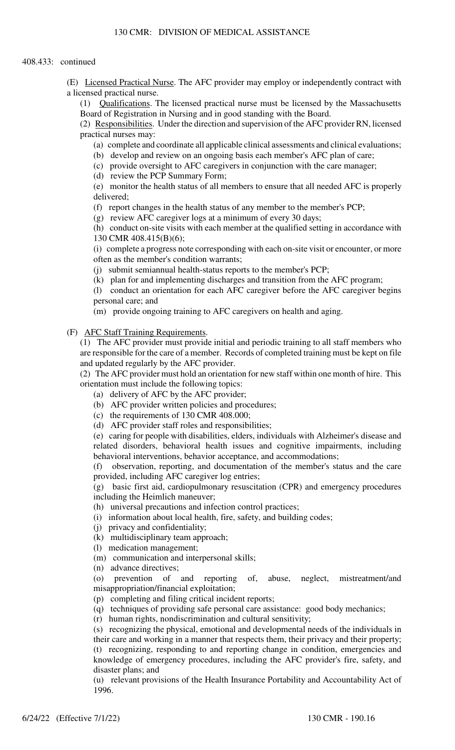408.433: continued

(E) Licensed Practical Nurse. The AFC provider may employ or independently contract with a licensed practical nurse.

(1) Qualifications. The licensed practical nurse must be licensed by the Massachusetts Board of Registration in Nursing and in good standing with the Board.

(2) Responsibilities. Under the direction and supervision of the AFC provider RN, licensed practical nurses may:

(a) complete and coordinate all applicable clinical assessments and clinical evaluations;

(b) develop and review on an ongoing basis each member's AFC plan of care;

(c) provide oversight to AFC caregivers in conjunction with the care manager;

(d) review the PCP Summary Form;

(e) monitor the health status of all members to ensure that all needed AFC is properly delivered;

(f) report changes in the health status of any member to the member's PCP;

(g) review AFC caregiver logs at a minimum of every 30 days;

(h) conduct on-site visits with each member at the qualified setting in accordance with 130 CMR 408.415(B)(6);

(i) complete a progress note corresponding with each on-site visit or encounter, or more often as the member's condition warrants;

(j) submit semiannual health-status reports to the member's PCP;

(k) plan for and implementing discharges and transition from the AFC program;

(l) conduct an orientation for each AFC caregiver before the AFC caregiver begins personal care; and

(m) provide ongoing training to AFC caregivers on health and aging.

(F) AFC Staff Training Requirements.

(1) The AFC provider must provide initial and periodic training to all staff members who are responsible for the care of a member. Records of completed training must be kept on file and updated regularly by the AFC provider.

(2) The AFC provider must hold an orientation for new staff within one month of hire. This orientation must include the following topics:

(a) delivery of AFC by the AFC provider;

(b) AFC provider written policies and procedures;

(c) the requirements of 130 CMR 408.000;

(d) AFC provider staff roles and responsibilities;

(e) caring for people with disabilities, elders, individuals with Alzheimer's disease and related disorders, behavioral health issues and cognitive impairments, including behavioral interventions, behavior acceptance, and accommodations;

(f) observation, reporting, and documentation of the member's status and the care provided, including AFC caregiver log entries;

(g) basic first aid, cardiopulmonary resuscitation (CPR) and emergency procedures including the Heimlich maneuver;

(h) universal precautions and infection control practices;

(i) information about local health, fire, safety, and building codes;

(j) privacy and confidentiality;

(k) multidisciplinary team approach;

(l) medication management;

(m) communication and interpersonal skills;

(n) advance directives;

(o) prevention of and reporting of, abuse, neglect, mistreatment/and misappropriation/financial exploitation;

(p) completing and filing critical incident reports;

(q) techniques of providing safe personal care assistance: good body mechanics;

(r) human rights, nondiscrimination and cultural sensitivity;

(s) recognizing the physical, emotional and developmental needs of the individuals in their care and working in a manner that respects them, their privacy and their property;

(t) recognizing, responding to and reporting change in condition, emergencies and knowledge of emergency procedures, including the AFC provider's fire, safety, and disaster plans; and

(u) relevant provisions of the Health Insurance Portability and Accountability Act of 1996.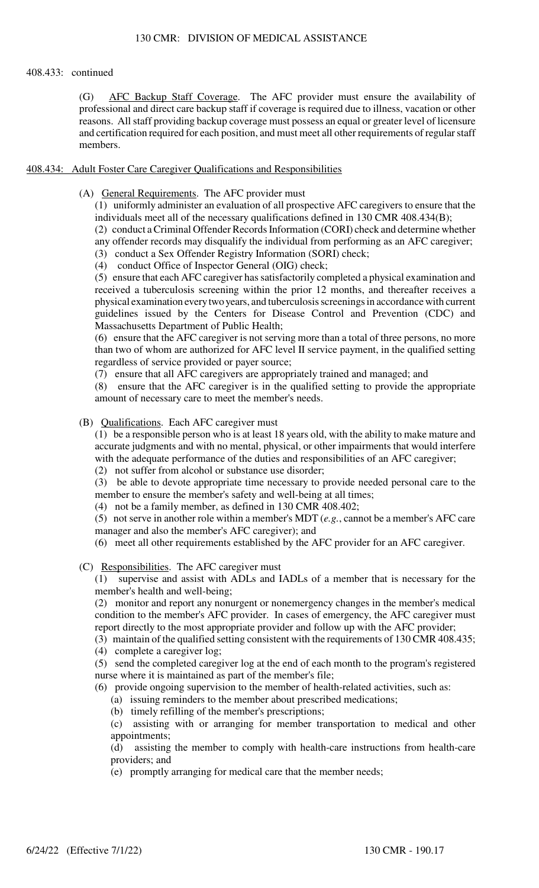408.433: continued

(G) AFC Backup Staff Coverage. The AFC provider must ensure the availability of professional and direct care backup staff if coverage is required due to illness, vacation or other reasons. All staff providing backup coverage must possess an equal or greater level of licensure and certification required for each position, and must meet all other requirements of regular staff members.

## 408.434: Adult Foster Care Caregiver Qualifications and Responsibilities

(A) General Requirements. The AFC provider must

(1) uniformly administer an evaluation of all prospective AFC caregivers to ensure that the individuals meet all of the necessary qualifications defined in 130 CMR 408.434(B);

(2) conduct a Criminal Offender Records Information (CORI) check and determine whether any offender records may disqualify the individual from performing as an AFC caregiver;

(3) conduct a Sex Offender Registry Information (SORI) check;

(4) conduct Office of Inspector General (OIG) check;

(5) ensure that each AFC caregiver has satisfactorily completed a physical examination and received a tuberculosis screening within the prior 12 months, and thereafter receives a physical examination every two years, and tuberculosis screenings in accordance with current guidelines issued by the Centers for Disease Control and Prevention (CDC) and Massachusetts Department of Public Health;

(6) ensure that the AFC caregiver is not serving more than a total of three persons, no more than two of whom are authorized for AFC level II service payment, in the qualified setting regardless of service provided or payer source;

(7) ensure that all AFC caregivers are appropriately trained and managed; and

(8) ensure that the AFC caregiver is in the qualified setting to provide the appropriate amount of necessary care to meet the member's needs.

(B) Qualifications. Each AFC caregiver must

(1) be a responsible person who is at least 18 years old, with the ability to make mature and accurate judgments and with no mental, physical, or other impairments that would interfere with the adequate performance of the duties and responsibilities of an AFC caregiver;

(2) not suffer from alcohol or substance use disorder;

(3) be able to devote appropriate time necessary to provide needed personal care to the member to ensure the member's safety and well-being at all times;

(4) not be a family member, as defined in 130 CMR 408.402;

(5) not serve in another role within a member's MDT (*e.g.*, cannot be a member's AFC care manager and also the member's AFC caregiver); and

(6) meet all other requirements established by the AFC provider for an AFC caregiver.

(C) Responsibilities. The AFC caregiver must

(1) supervise and assist with ADLs and IADLs of a member that is necessary for the member's health and well-being;

(2) monitor and report any nonurgent or nonemergency changes in the member's medical condition to the member's AFC provider. In cases of emergency, the AFC caregiver must report directly to the most appropriate provider and follow up with the AFC provider;

(3) maintain of the qualified setting consistent with the requirements of 130 CMR 408.435;

(4) complete a caregiver log;

(5) send the completed caregiver log at the end of each month to the program's registered nurse where it is maintained as part of the member's file;

(6) provide ongoing supervision to the member of health-related activities, such as:

(a) issuing reminders to the member about prescribed medications;

(b) timely refilling of the member's prescriptions;

(c) assisting with or arranging for member transportation to medical and other appointments;

(d) assisting the member to comply with health-care instructions from health-care providers; and

(e) promptly arranging for medical care that the member needs;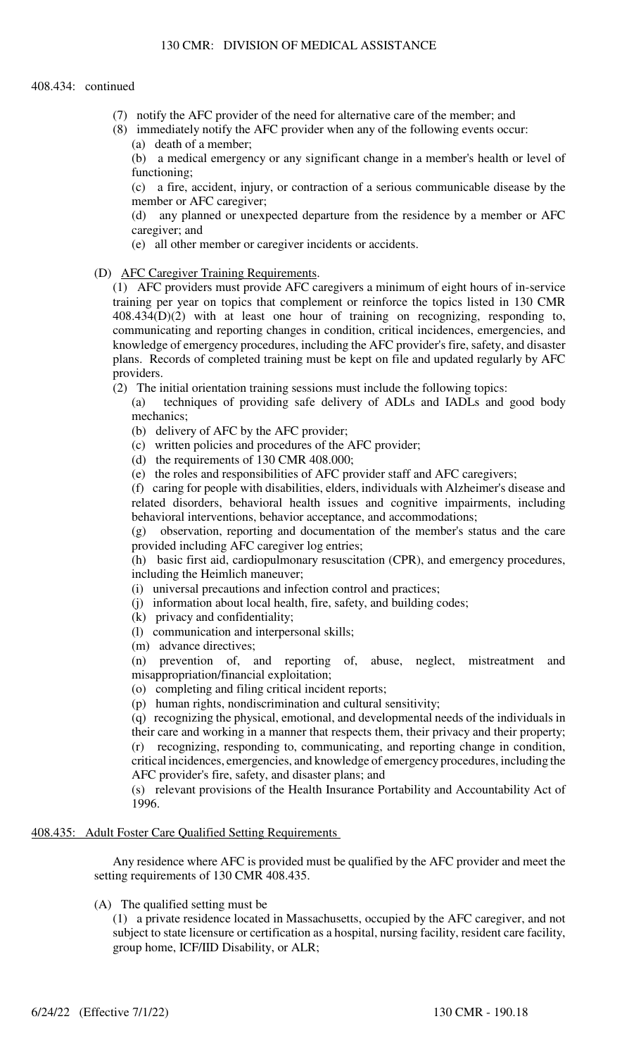408.434: continued

(7) notify the AFC provider of the need for alternative care of the member; and

(8) immediately notify the AFC provider when any of the following events occur:

(a) death of a member;

(b) a medical emergency or any significant change in a member's health or level of functioning;

(c) a fire, accident, injury, or contraction of a serious communicable disease by the member or AFC caregiver;

(d) any planned or unexpected departure from the residence by a member or AFC caregiver; and

(e) all other member or caregiver incidents or accidents.

(D) <u>AFC Caregiver Training Requirements</u>.

(1) AFC providers must provide AFC caregivers a minimum of eight hours of in-service training per year on topics that complement or reinforce the topics listed in 130 CMR 408.434(D)(2) with at least one hour of training on recognizing, responding to, communicating and reporting changes in condition, critical incidences, emergencies, and knowledge of emergency procedures, including the AFC provider's fire, safety, and disaster plans. Records of completed training must be kept on file and updated regularly by AFC providers.

(2) The initial orientation training sessions must include the following topics:

(a) techniques of providing safe delivery of ADLs and IADLs and good body mechanics;

(b) delivery of AFC by the AFC provider;

(c) written policies and procedures of the AFC provider;

(d) the requirements of 130 CMR 408.000;

(e) the roles and responsibilities of AFC provider staff and AFC caregivers;

(f) caring for people with disabilities, elders, individuals with Alzheimer's disease and related disorders, behavioral health issues and cognitive impairments, including behavioral interventions, behavior acceptance, and accommodations;

(g) observation, reporting and documentation of the member's status and the care provided including AFC caregiver log entries;

(h) basic first aid, cardiopulmonary resuscitation (CPR), and emergency procedures, including the Heimlich maneuver;

(i) universal precautions and infection control and practices;

(j) information about local health, fire, safety, and building codes;

(k) privacy and confidentiality;

(l) communication and interpersonal skills;

(m) advance directives;

(n) prevention of, and reporting of, abuse, neglect, mistreatment and misappropriation/financial exploitation;

(o) completing and filing critical incident reports;

(p) human rights, nondiscrimination and cultural sensitivity;

(q) recognizing the physical, emotional, and developmental needs of the individuals in their care and working in a manner that respects them, their privacy and their property;

(r) recognizing, responding to, communicating, and reporting change in condition, critical incidences, emergencies, and knowledge of emergency procedures, including the AFC provider's fire, safety, and disaster plans; and

(s) relevant provisions of the Health Insurance Portability and Accountability Act of 1996.

## <u>408.435: Adult Foster Care Qualified Setting Requirements</u>

Any residence where AFC is provided must be qualified by the AFC provider and meet the setting requirements of 130 CMR 408.435.

(A) The qualified setting must be

(1) a private residence located in Massachusetts, occupied by the AFC caregiver, and not subject to state licensure or certification as a hospital, nursing facility, resident care facility, group home, ICF/IID Disability, or ALR;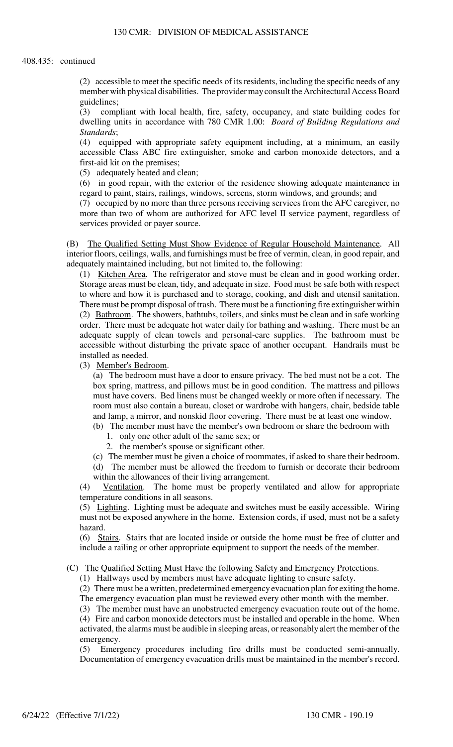408.435: continued

(2) accessible to meet the specific needs of its residents, including the specific needs of any member with physical disabilities. The provider may consult the Architectural Access Board guidelines;

(3) compliant with local health, fire, safety, occupancy, and state building codes for dwelling units in accordance with 780 CMR 1.00: *Board of Building Regulations and Standards*;

(4) equipped with appropriate safety equipment including, at a minimum, an easily accessible Class ABC fire extinguisher, smoke and carbon monoxide detectors, and a first-aid kit on the premises;

(5) adequately heated and clean;

(6) in good repair, with the exterior of the residence showing adequate maintenance in regard to paint, stairs, railings, windows, screens, storm windows, and grounds; and

(7) occupied by no more than three persons receiving services from the AFC caregiver, no more than two of whom are authorized for AFC level II service payment, regardless of services provided or payer source.

(B) The Qualified Setting Must Show Evidence of Regular Household Maintenance. All interior floors, ceilings, walls, and furnishings must be free of vermin, clean, in good repair, and adequately maintained including, but not limited to, the following:

(1) Kitchen Area. The refrigerator and stove must be clean and in good working order. Storage areas must be clean, tidy, and adequate in size. Food must be safe both with respect to where and how it is purchased and to storage, cooking, and dish and utensil sanitation. There must be prompt disposal of trash. There must be a functioning fire extinguisher within

(2) Bathroom. The showers, bathtubs, toilets, and sinks must be clean and in safe working order. There must be adequate hot water daily for bathing and washing. There must be an adequate supply of clean towels and personal-care supplies. The bathroom must be accessible without disturbing the private space of another occupant. Handrails must be installed as needed.

(3) Member's Bedroom.

(a) The bedroom must have a door to ensure privacy. The bed must not be a cot. The box spring, mattress, and pillows must be in good condition. The mattress and pillows must have covers. Bed linens must be changed weekly or more often if necessary. The room must also contain a bureau, closet or wardrobe with hangers, chair, bedside table and lamp, a mirror, and nonskid floor covering. There must be at least one window.

(b) The member must have the member's own bedroom or share the bedroom with

1. only one other adult of the same sex; or
2. the member's spouse or significant other.

(c) The member must be given a choice of roommates, if asked to share their bedroom.

(d) The member must be allowed the freedom to furnish or decorate their bedroom within the allowances of their living arrangement.

(4) Ventilation. The home must be properly ventilated and allow for appropriate temperature conditions in all seasons.

(5) Lighting. Lighting must be adequate and switches must be easily accessible. Wiring must not be exposed anywhere in the home. Extension cords, if used, must not be a safety hazard.

(6) Stairs. Stairs that are located inside or outside the home must be free of clutter and include a railing or other appropriate equipment to support the needs of the member.

(C) The Qualified Setting Must Have the following Safety and Emergency Protections.

(1) Hallways used by members must have adequate lighting to ensure safety.

(2) There must be a written, predetermined emergency evacuation plan for exiting the home. The emergency evacuation plan must be reviewed every other month with the member.

(3) The member must have an unobstructed emergency evacuation route out of the home.

(4) Fire and carbon monoxide detectors must be installed and operable in the home. When activated, the alarms must be audible in sleeping areas, or reasonably alert the member of the emergency.

(5) Emergency procedures including fire drills must be conducted semi-annually. Documentation of emergency evacuation drills must be maintained in the member's record.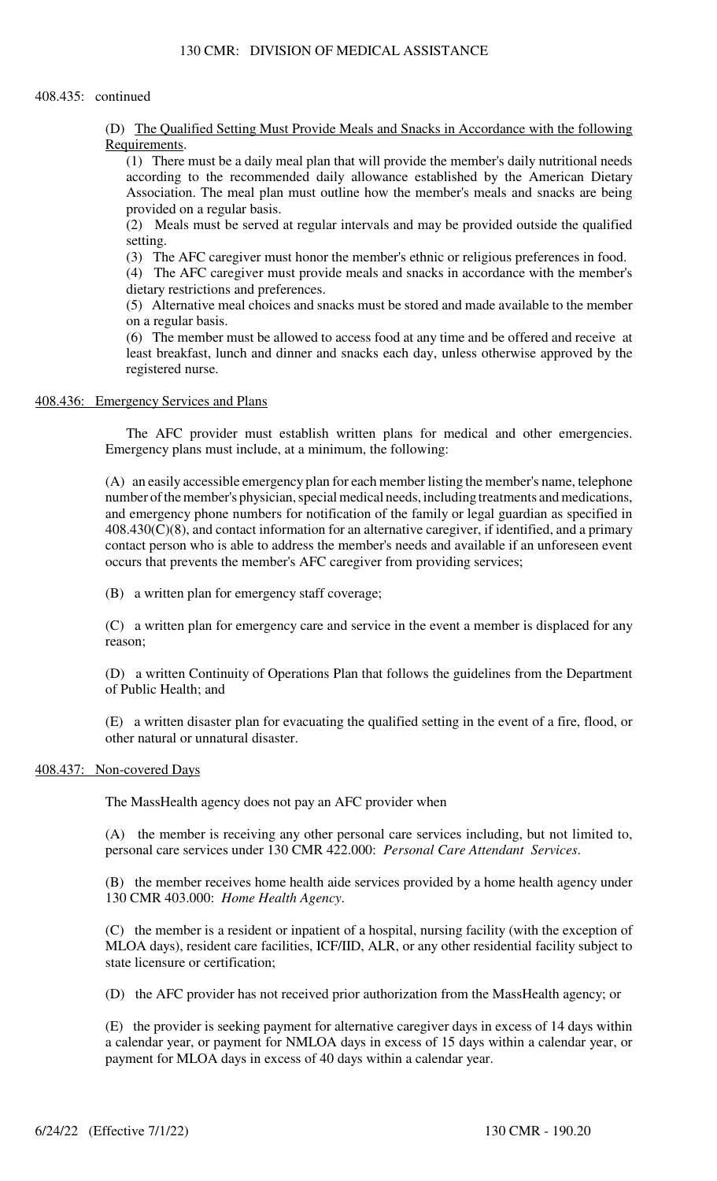408.435: continued

(D) <u>The Qualified Setting Must Provide Meals and Snacks in Accordance with the following Requirements</u>.

(1) There must be a daily meal plan that will provide the member's daily nutritional needs according to the recommended daily allowance established by the American Dietary Association. The meal plan must outline how the member's meals and snacks are being provided on a regular basis.

(2) Meals must be served at regular intervals and may be provided outside the qualified setting.

(3) The AFC caregiver must honor the member's ethnic or religious preferences in food.

(4) The AFC caregiver must provide meals and snacks in accordance with the member's dietary restrictions and preferences.

(5) Alternative meal choices and snacks must be stored and made available to the member on a regular basis.

(6) The member must be allowed to access food at any time and be offered and receive at least breakfast, lunch and dinner and snacks each day, unless otherwise approved by the registered nurse.

<u>408.436: Emergency Services and Plans</u>

The AFC provider must establish written plans for medical and other emergencies. Emergency plans must include, at a minimum, the following:

(A) an easily accessible emergency plan for each member listing the member's name, telephone number of the member's physician, special medical needs, including treatments and medications, and emergency phone numbers for notification of the family or legal guardian as specified in 408.430(C)(8), and contact information for an alternative caregiver, if identified, and a primary contact person who is able to address the member's needs and available if an unforeseen event occurs that prevents the member's AFC caregiver from providing services;

(B) a written plan for emergency staff coverage;

(C) a written plan for emergency care and service in the event a member is displaced for any reason;

(D) a written Continuity of Operations Plan that follows the guidelines from the Department of Public Health; and

(E) a written disaster plan for evacuating the qualified setting in the event of a fire, flood, or other natural or unnatural disaster.

<u>408.437: Non-covered Days</u>

The MassHealth agency does not pay an AFC provider when

(A) the member is receiving any other personal care services including, but not limited to, personal care services under 130 CMR 422.000: *Personal Care Attendant Services*.

(B) the member receives home health aide services provided by a home health agency under 130 CMR 403.000: *Home Health Agency*.

(C) the member is a resident or inpatient of a hospital, nursing facility (with the exception of MLOA days), resident care facilities, ICF/IID, ALR, or any other residential facility subject to state licensure or certification;

(D) the AFC provider has not received prior authorization from the MassHealth agency; or

(E) the provider is seeking payment for alternative caregiver days in excess of 14 days within a calendar year, or payment for NMLOA days in excess of 15 days within a calendar year, or payment for MLOA days in excess of 40 days within a calendar year.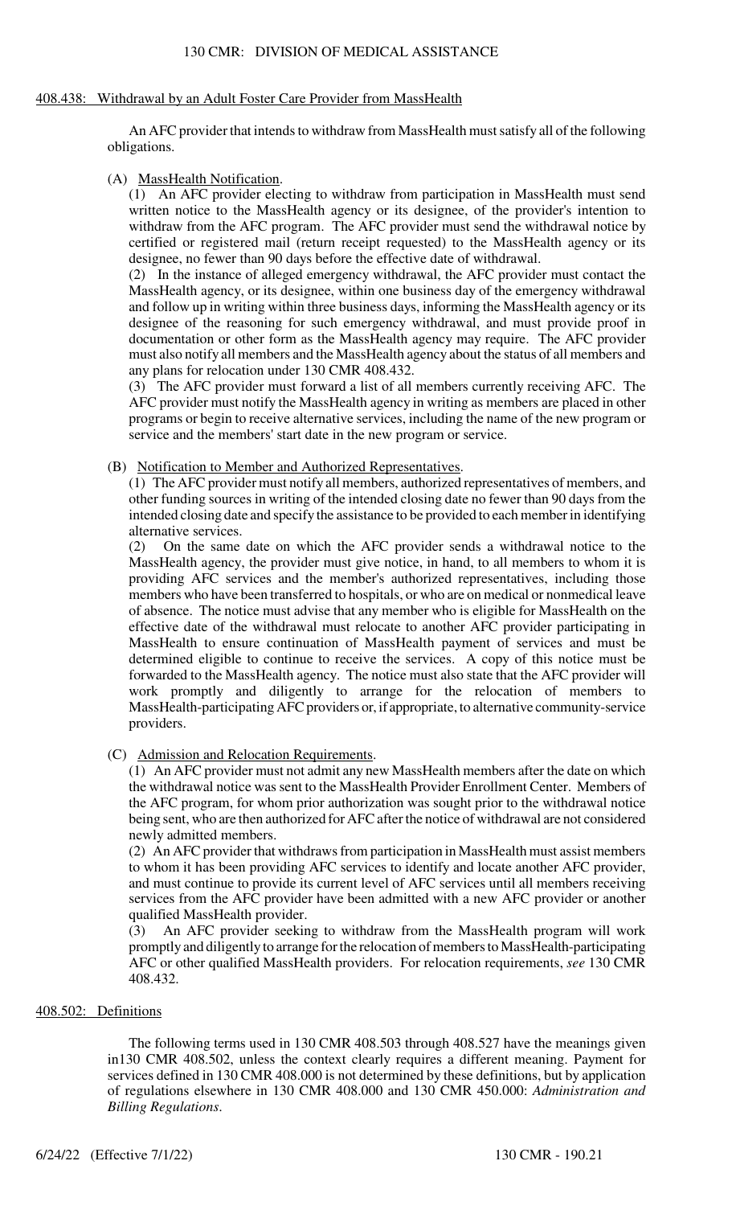## 408.438: Withdrawal by an Adult Foster Care Provider from MassHealth

An AFC provider that intends to withdraw from MassHealth must satisfy all of the following obligations.

(A) MassHealth Notification.

(1) An AFC provider electing to withdraw from participation in MassHealth must send written notice to the MassHealth agency or its designee, of the provider's intention to withdraw from the AFC program. The AFC provider must send the withdrawal notice by certified or registered mail (return receipt requested) to the MassHealth agency or its designee, no fewer than 90 days before the effective date of withdrawal.

(2) In the instance of alleged emergency withdrawal, the AFC provider must contact the MassHealth agency, or its designee, within one business day of the emergency withdrawal and follow up in writing within three business days, informing the MassHealth agency or its designee of the reasoning for such emergency withdrawal, and must provide proof in documentation or other form as the MassHealth agency may require. The AFC provider must also notify all members and the MassHealth agency about the status of all members and any plans for relocation under 130 CMR 408.432.

(3) The AFC provider must forward a list of all members currently receiving AFC. The AFC provider must notify the MassHealth agency in writing as members are placed in other programs or begin to receive alternative services, including the name of the new program or service and the members' start date in the new program or service.

(B) Notification to Member and Authorized Representatives.

(1) The AFC provider must notify all members, authorized representatives of members, and other funding sources in writing of the intended closing date no fewer than 90 days from the intended closing date and specify the assistance to be provided to each member in identifying alternative services.

(2) On the same date on which the AFC provider sends a withdrawal notice to the MassHealth agency, the provider must give notice, in hand, to all members to whom it is providing AFC services and the member's authorized representatives, including those members who have been transferred to hospitals, or who are on medical or nonmedical leave of absence. The notice must advise that any member who is eligible for MassHealth on the effective date of the withdrawal must relocate to another AFC provider participating in MassHealth to ensure continuation of MassHealth payment of services and must be determined eligible to continue to receive the services. A copy of this notice must be forwarded to the MassHealth agency. The notice must also state that the AFC provider will work promptly and diligently to arrange for the relocation of members to MassHealth-participating AFC providers or, if appropriate, to alternative community-service providers.

(C) Admission and Relocation Requirements.

(1) An AFC provider must not admit any new MassHealth members after the date on which the withdrawal notice was sent to the MassHealth Provider Enrollment Center. Members of the AFC program, for whom prior authorization was sought prior to the withdrawal notice being sent, who are then authorized for AFC after the notice of withdrawal are not considered newly admitted members.

(2) An AFC provider that withdraws from participation in MassHealth must assist members to whom it has been providing AFC services to identify and locate another AFC provider, and must continue to provide its current level of AFC services until all members receiving services from the AFC provider have been admitted with a new AFC provider or another qualified MassHealth provider.

(3) An AFC provider seeking to withdraw from the MassHealth program will work promptly and diligently to arrange for the relocation of members to MassHealth-participating AFC or other qualified MassHealth providers. For relocation requirements, *see* 130 CMR 408.432.

## 408.502: Definitions

The following terms used in 130 CMR 408.503 through 408.527 have the meanings given in130 CMR 408.502, unless the context clearly requires a different meaning. Payment for services defined in 130 CMR 408.000 is not determined by these definitions, but by application of regulations elsewhere in 130 CMR 408.000 and 130 CMR 450.000: *Administration and Billing Regulations*.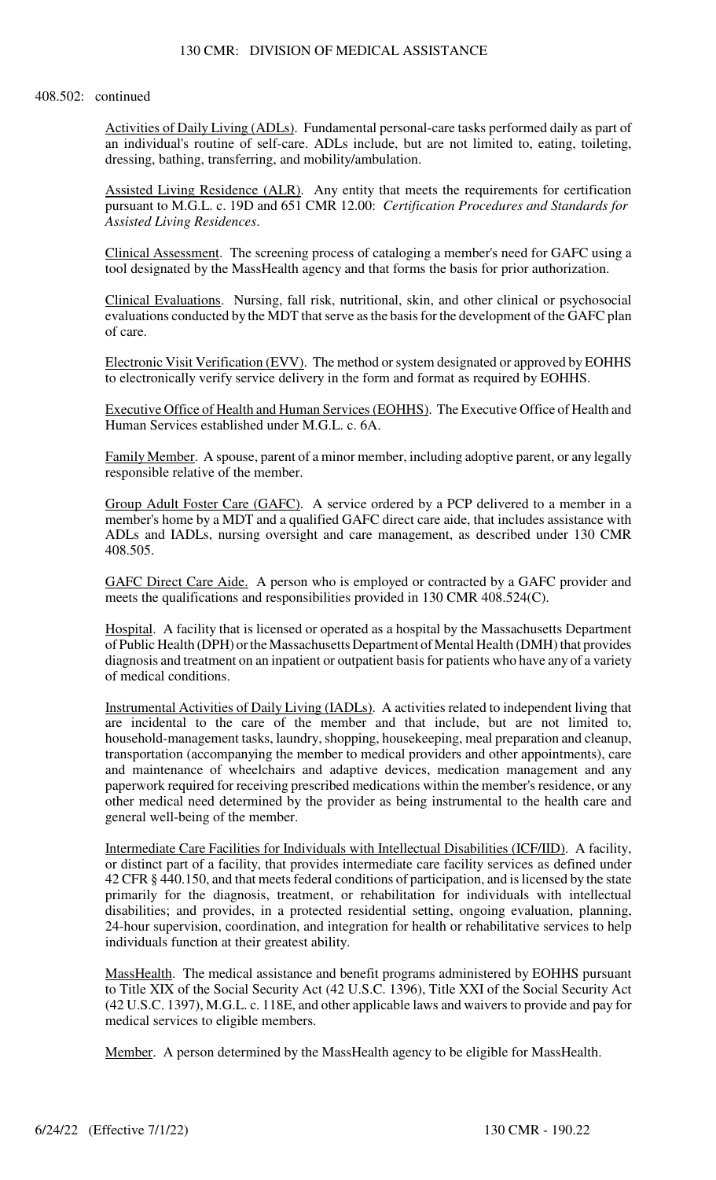408.502: continued

Activities of Daily Living (ADLs). Fundamental personal-care tasks performed daily as part of an individual's routine of self-care. ADLs include, but are not limited to, eating, toileting, dressing, bathing, transferring, and mobility/ambulation.

Assisted Living Residence (ALR). Any entity that meets the requirements for certification pursuant to M.G.L. c. 19D and 651 CMR 12.00: *Certification Procedures and Standards for Assisted Living Residences*.

Clinical Assessment. The screening process of cataloging a member's need for GAFC using a tool designated by the MassHealth agency and that forms the basis for prior authorization.

Clinical Evaluations. Nursing, fall risk, nutritional, skin, and other clinical or psychosocial evaluations conducted by the MDT that serve as the basis for the development of the GAFC plan of care.

Electronic Visit Verification (EVV). The method or system designated or approved by EOHHS to electronically verify service delivery in the form and format as required by EOHHS.

Executive Office of Health and Human Services (EOHHS). The Executive Office of Health and Human Services established under M.G.L. c. 6A.

Family Member. A spouse, parent of a minor member, including adoptive parent, or any legally responsible relative of the member.

Group Adult Foster Care (GAFC). A service ordered by a PCP delivered to a member in a member's home by a MDT and a qualified GAFC direct care aide, that includes assistance with ADLs and IADLs, nursing oversight and care management, as described under 130 CMR 408.505.

GAFC Direct Care Aide. A person who is employed or contracted by a GAFC provider and meets the qualifications and responsibilities provided in 130 CMR 408.524(C).

Hospital. A facility that is licensed or operated as a hospital by the Massachusetts Department of Public Health (DPH) or the Massachusetts Department of Mental Health (DMH) that provides diagnosis and treatment on an inpatient or outpatient basis for patients who have any of a variety of medical conditions.

Instrumental Activities of Daily Living (IADLs). A activities related to independent living that are incidental to the care of the member and that include, but are not limited to, household-management tasks, laundry, shopping, housekeeping, meal preparation and cleanup, transportation (accompanying the member to medical providers and other appointments), care and maintenance of wheelchairs and adaptive devices, medication management and any paperwork required for receiving prescribed medications within the member's residence, or any other medical need determined by the provider as being instrumental to the health care and general well-being of the member.

Intermediate Care Facilities for Individuals with Intellectual Disabilities (ICF/IID). A facility, or distinct part of a facility, that provides intermediate care facility services as defined under 42 CFR § 440.150, and that meets federal conditions of participation, and is licensed by the state primarily for the diagnosis, treatment, or rehabilitation for individuals with intellectual disabilities; and provides, in a protected residential setting, ongoing evaluation, planning, 24-hour supervision, coordination, and integration for health or rehabilitative services to help individuals function at their greatest ability.

MassHealth. The medical assistance and benefit programs administered by EOHHS pursuant to Title XIX of the Social Security Act (42 U.S.C. 1396), Title XXI of the Social Security Act (42 U.S.C. 1397), M.G.L. c. 118E, and other applicable laws and waivers to provide and pay for medical services to eligible members.

Member. A person determined by the MassHealth agency to be eligible for MassHealth.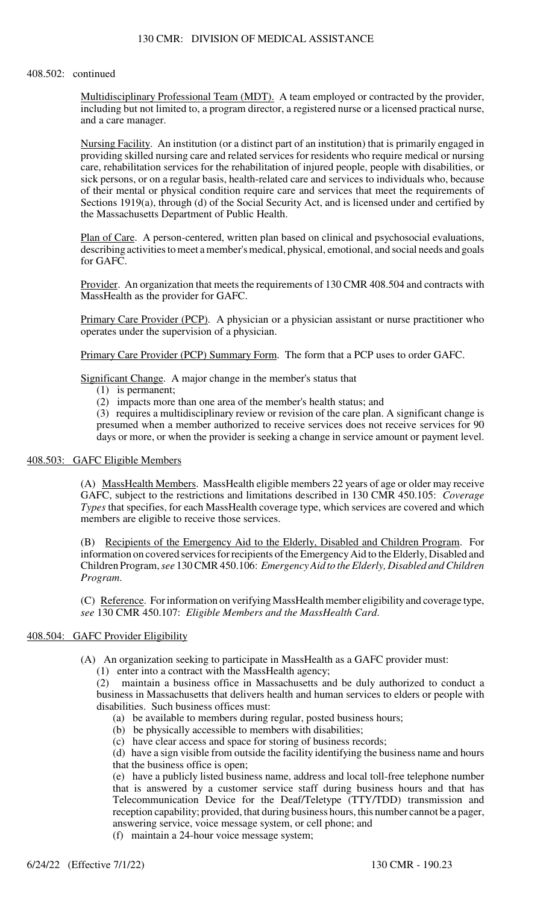408.502: continued

Multidisciplinary Professional Team (MDT). A team employed or contracted by the provider, including but not limited to, a program director, a registered nurse or a licensed practical nurse, and a care manager.

Nursing Facility. An institution (or a distinct part of an institution) that is primarily engaged in providing skilled nursing care and related services for residents who require medical or nursing care, rehabilitation services for the rehabilitation of injured people, people with disabilities, or sick persons, or on a regular basis, health-related care and services to individuals who, because of their mental or physical condition require care and services that meet the requirements of Sections 1919(a), through (d) of the Social Security Act, and is licensed under and certified by the Massachusetts Department of Public Health.

Plan of Care. A person-centered, written plan based on clinical and psychosocial evaluations, describing activities to meet a member's medical, physical, emotional, and social needs and goals for GAFC.

Provider. An organization that meets the requirements of 130 CMR 408.504 and contracts with MassHealth as the provider for GAFC.

Primary Care Provider (PCP). A physician or a physician assistant or nurse practitioner who operates under the supervision of a physician.

Primary Care Provider (PCP) Summary Form. The form that a PCP uses to order GAFC.

Significant Change. A major change in the member's status that

(1) is permanent;

(2) impacts more than one area of the member's health status; and

(3) requires a multidisciplinary review or revision of the care plan. A significant change is presumed when a member authorized to receive services does not receive services for 90 days or more, or when the provider is seeking a change in service amount or payment level.

## 408.503: GAFC Eligible Members

(A) MassHealth Members. MassHealth eligible members 22 years of age or older may receive GAFC, subject to the restrictions and limitations described in 130 CMR 450.105: *Coverage Types* that specifies, for each MassHealth coverage type, which services are covered and which members are eligible to receive those services.

(B) Recipients of the Emergency Aid to the Elderly, Disabled and Children Program. For information on covered services for recipients of the Emergency Aid to the Elderly, Disabled and Children Program, *see* 130 CMR 450.106: *Emergency Aid to the Elderly, Disabled and Children Program.*

(C) Reference. For information on verifying MassHealth member eligibility and coverage type, *see* 130 CMR 450.107: *Eligible Members and the MassHealth Card.*

## 408.504: GAFC Provider Eligibility

(A) An organization seeking to participate in MassHealth as a GAFC provider must:

(1) enter into a contract with the MassHealth agency;

(2) maintain a business office in Massachusetts and be duly authorized to conduct a business in Massachusetts that delivers health and human services to elders or people with disabilities. Such business offices must:

(a) be available to members during regular, posted business hours;

(b) be physically accessible to members with disabilities;

(c) have clear access and space for storing of business records;

(d) have a sign visible from outside the facility identifying the business name and hours that the business office is open;

(e) have a publicly listed business name, address and local toll-free telephone number that is answered by a customer service staff during business hours and that has Telecommunication Device for the Deaf/Teletype (TTY/TDD) transmission and reception capability; provided, that during business hours, this number cannot be a pager, answering service, voice message system, or cell phone; and

(f) maintain a 24-hour voice message system;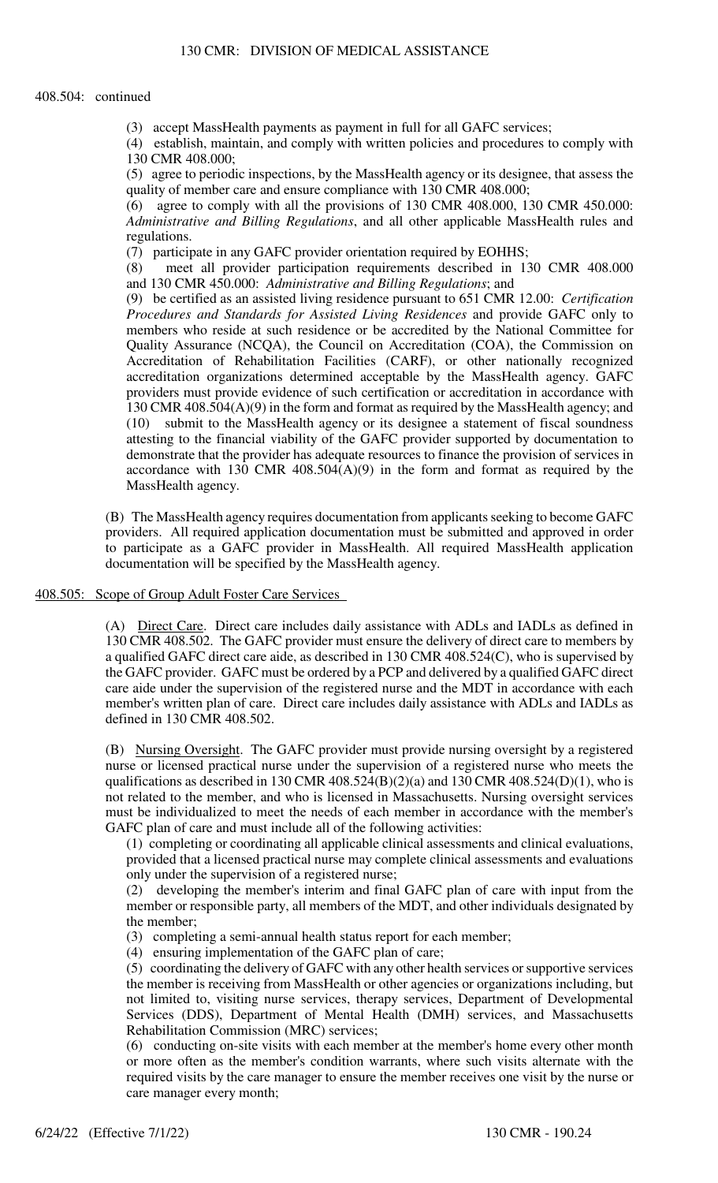408.504: continued

(3) accept MassHealth payments as payment in full for all GAFC services;

(4) establish, maintain, and comply with written policies and procedures to comply with 130 CMR 408.000;

(5) agree to periodic inspections, by the MassHealth agency or its designee, that assess the quality of member care and ensure compliance with 130 CMR 408.000;

(6) agree to comply with all the provisions of 130 CMR 408.000, 130 CMR 450.000: *Administrative and Billing Regulations*, and all other applicable MassHealth rules and regulations.

(7) participate in any GAFC provider orientation required by EOHHS;

(8) meet all provider participation requirements described in 130 CMR 408.000 and 130 CMR 450.000: *Administrative and Billing Regulations*; and

(9) be certified as an assisted living residence pursuant to 651 CMR 12.00: *Certification Procedures and Standards for Assisted Living Residences* and provide GAFC only to members who reside at such residence or be accredited by the National Committee for Quality Assurance (NCQA), the Council on Accreditation (COA), the Commission on Accreditation of Rehabilitation Facilities (CARF), or other nationally recognized accreditation organizations determined acceptable by the MassHealth agency. GAFC providers must provide evidence of such certification or accreditation in accordance with 130 CMR 408.504(A)(9) in the form and format as required by the MassHealth agency; and

(10) submit to the MassHealth agency or its designee a statement of fiscal soundness attesting to the financial viability of the GAFC provider supported by documentation to demonstrate that the provider has adequate resources to finance the provision of services in accordance with 130 CMR 408.504(A)(9) in the form and format as required by the MassHealth agency.

(B) The MassHealth agency requires documentation from applicants seeking to become GAFC providers. All required application documentation must be submitted and approved in order to participate as a GAFC provider in MassHealth. All required MassHealth application documentation will be specified by the MassHealth agency.

## 408.505: Scope of Group Adult Foster Care Services

(A) Direct Care. Direct care includes daily assistance with ADLs and IADLs as defined in 130 CMR 408.502. The GAFC provider must ensure the delivery of direct care to members by a qualified GAFC direct care aide, as described in 130 CMR 408.524(C), who is supervised by the GAFC provider. GAFC must be ordered by a PCP and delivered by a qualified GAFC direct care aide under the supervision of the registered nurse and the MDT in accordance with each member's written plan of care. Direct care includes daily assistance with ADLs and IADLs as defined in 130 CMR 408.502.

(B) Nursing Oversight. The GAFC provider must provide nursing oversight by a registered nurse or licensed practical nurse under the supervision of a registered nurse who meets the qualifications as described in 130 CMR 408.524(B)(2)(a) and 130 CMR 408.524(D)(1), who is not related to the member, and who is licensed in Massachusetts. Nursing oversight services must be individualized to meet the needs of each member in accordance with the member's GAFC plan of care and must include all of the following activities:

(1) completing or coordinating all applicable clinical assessments and clinical evaluations, provided that a licensed practical nurse may complete clinical assessments and evaluations only under the supervision of a registered nurse;

(2) developing the member's interim and final GAFC plan of care with input from the member or responsible party, all members of the MDT, and other individuals designated by the member;

(3) completing a semi-annual health status report for each member;

(4) ensuring implementation of the GAFC plan of care;

(5) coordinating the delivery of GAFC with any other health services or supportive services the member is receiving from MassHealth or other agencies or organizations including, but not limited to, visiting nurse services, therapy services, Department of Developmental Services (DDS), Department of Mental Health (DMH) services, and Massachusetts Rehabilitation Commission (MRC) services;

(6) conducting on-site visits with each member at the member's home every other month or more often as the member's condition warrants, where such visits alternate with the required visits by the care manager to ensure the member receives one visit by the nurse or care manager every month;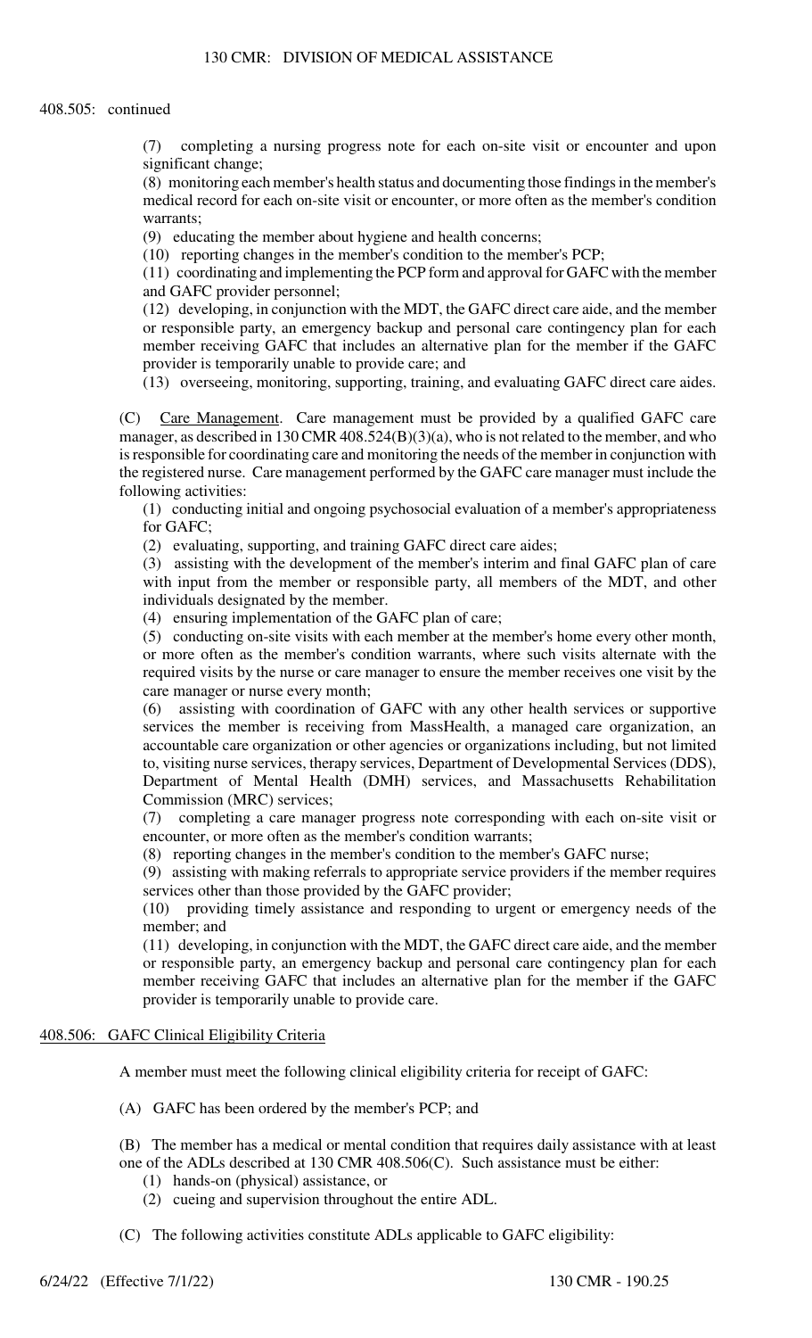408.505: continued

(7) completing a nursing progress note for each on-site visit or encounter and upon significant change;

(8) monitoring each member's health status and documenting those findings in the member's medical record for each on-site visit or encounter, or more often as the member's condition warrants;

(9) educating the member about hygiene and health concerns;

(10) reporting changes in the member's condition to the member's PCP;

(11) coordinating and implementing the PCP form and approval for GAFC with the member and GAFC provider personnel;

(12) developing, in conjunction with the MDT, the GAFC direct care aide, and the member or responsible party, an emergency backup and personal care contingency plan for each member receiving GAFC that includes an alternative plan for the member if the GAFC provider is temporarily unable to provide care; and

(13) overseeing, monitoring, supporting, training, and evaluating GAFC direct care aides.

(C) Care Management. Care management must be provided by a qualified GAFC care manager, as described in 130 CMR 408.524(B)(3)(a), who is not related to the member, and who is responsible for coordinating care and monitoring the needs of the member in conjunction with the registered nurse. Care management performed by the GAFC care manager must include the following activities:

(1) conducting initial and ongoing psychosocial evaluation of a member's appropriateness for GAFC;

(2) evaluating, supporting, and training GAFC direct care aides;

(3) assisting with the development of the member's interim and final GAFC plan of care with input from the member or responsible party, all members of the MDT, and other individuals designated by the member.

(4) ensuring implementation of the GAFC plan of care;

(5) conducting on-site visits with each member at the member's home every other month, or more often as the member's condition warrants, where such visits alternate with the required visits by the nurse or care manager to ensure the member receives one visit by the care manager or nurse every month;

(6) assisting with coordination of GAFC with any other health services or supportive services the member is receiving from MassHealth, a managed care organization, an accountable care organization or other agencies or organizations including, but not limited to, visiting nurse services, therapy services, Department of Developmental Services (DDS), Department of Mental Health (DMH) services, and Massachusetts Rehabilitation Commission (MRC) services;

(7) completing a care manager progress note corresponding with each on-site visit or encounter, or more often as the member's condition warrants;

(8) reporting changes in the member's condition to the member's GAFC nurse;

(9) assisting with making referrals to appropriate service providers if the member requires services other than those provided by the GAFC provider;

(10) providing timely assistance and responding to urgent or emergency needs of the member; and

(11) developing, in conjunction with the MDT, the GAFC direct care aide, and the member or responsible party, an emergency backup and personal care contingency plan for each member receiving GAFC that includes an alternative plan for the member if the GAFC provider is temporarily unable to provide care.

## 408.506: GAFC Clinical Eligibility Criteria

A member must meet the following clinical eligibility criteria for receipt of GAFC:

(A) GAFC has been ordered by the member's PCP; and

(B) The member has a medical or mental condition that requires daily assistance with at least one of the ADLs described at 130 CMR 408.506(C). Such assistance must be either:

(1) hands-on (physical) assistance, or

(2) cueing and supervision throughout the entire ADL.

(C) The following activities constitute ADLs applicable to GAFC eligibility: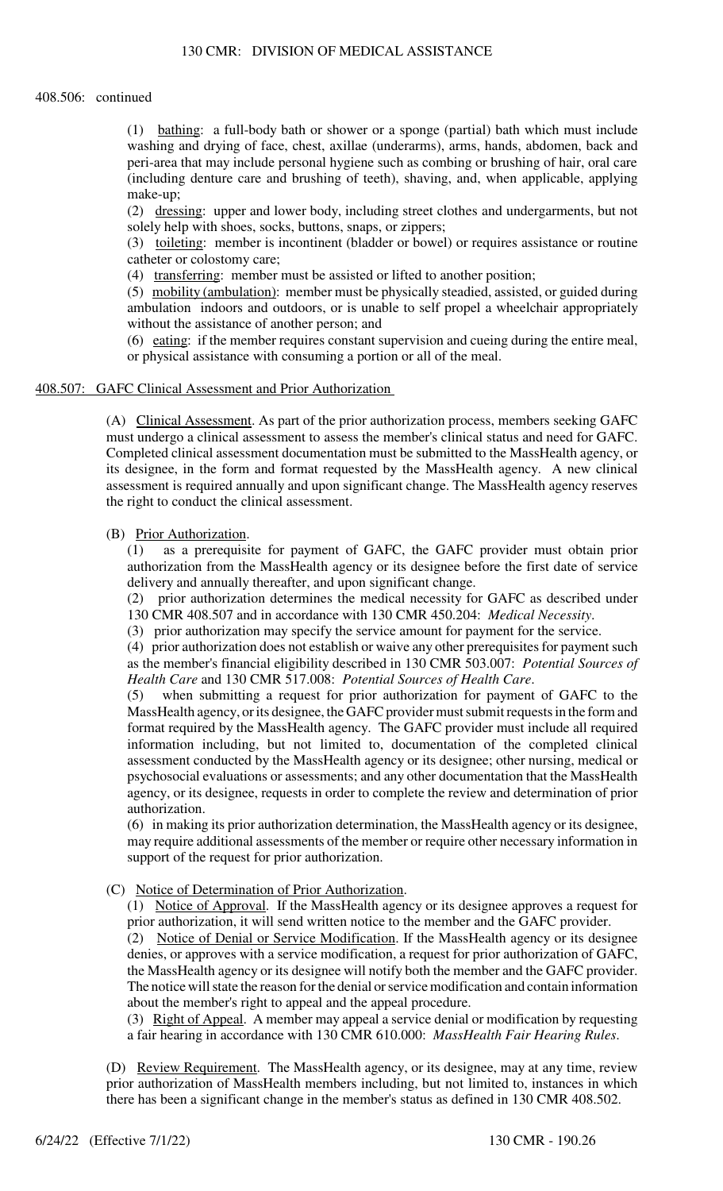408.506: continued

(1) bathing: a full-body bath or shower or a sponge (partial) bath which must include washing and drying of face, chest, axillae (underarms), arms, hands, abdomen, back and peri-area that may include personal hygiene such as combing or brushing of hair, oral care (including denture care and brushing of teeth), shaving, and, when applicable, applying make-up;

(2) dressing: upper and lower body, including street clothes and undergarments, but not solely help with shoes, socks, buttons, snaps, or zippers;

(3) toileting: member is incontinent (bladder or bowel) or requires assistance or routine catheter or colostomy care;

(4) transferring: member must be assisted or lifted to another position;

(5) mobility (ambulation): member must be physically steadied, assisted, or guided during ambulation indoors and outdoors, or is unable to self propel a wheelchair appropriately without the assistance of another person; and

(6) eating: if the member requires constant supervision and cueing during the entire meal, or physical assistance with consuming a portion or all of the meal.

## 408.507: GAFC Clinical Assessment and Prior Authorization

(A) Clinical Assessment. As part of the prior authorization process, members seeking GAFC must undergo a clinical assessment to assess the member's clinical status and need for GAFC. Completed clinical assessment documentation must be submitted to the MassHealth agency, or its designee, in the form and format requested by the MassHealth agency. A new clinical assessment is required annually and upon significant change. The MassHealth agency reserves the right to conduct the clinical assessment.

(B) Prior Authorization.

(1) as a prerequisite for payment of GAFC, the GAFC provider must obtain prior authorization from the MassHealth agency or its designee before the first date of service delivery and annually thereafter, and upon significant change.

(2) prior authorization determines the medical necessity for GAFC as described under 130 CMR 408.507 and in accordance with 130 CMR 450.204: *Medical Necessity*.

(3) prior authorization may specify the service amount for payment for the service.

(4) prior authorization does not establish or waive any other prerequisites for payment such as the member's financial eligibility described in 130 CMR 503.007: *Potential Sources of Health Care* and 130 CMR 517.008: *Potential Sources of Health Care*.

(5) when submitting a request for prior authorization for payment of GAFC to the MassHealth agency, or its designee, the GAFC provider must submit requests in the form and format required by the MassHealth agency. The GAFC provider must include all required information including, but not limited to, documentation of the completed clinical assessment conducted by the MassHealth agency or its designee; other nursing, medical or psychosocial evaluations or assessments; and any other documentation that the MassHealth agency, or its designee, requests in order to complete the review and determination of prior authorization.

(6) in making its prior authorization determination, the MassHealth agency or its designee, may require additional assessments of the member or require other necessary information in support of the request for prior authorization.

(C) Notice of Determination of Prior Authorization.

(1) Notice of Approval. If the MassHealth agency or its designee approves a request for prior authorization, it will send written notice to the member and the GAFC provider.

(2) Notice of Denial or Service Modification. If the MassHealth agency or its designee denies, or approves with a service modification, a request for prior authorization of GAFC, the MassHealth agency or its designee will notify both the member and the GAFC provider. The notice will state the reason for the denial or service modification and contain information about the member's right to appeal and the appeal procedure.

(3) Right of Appeal. A member may appeal a service denial or modification by requesting a fair hearing in accordance with 130 CMR 610.000: *MassHealth Fair Hearing Rules*.

(D) Review Requirement. The MassHealth agency, or its designee, may at any time, review prior authorization of MassHealth members including, but not limited to, instances in which there has been a significant change in the member's status as defined in 130 CMR 408.502.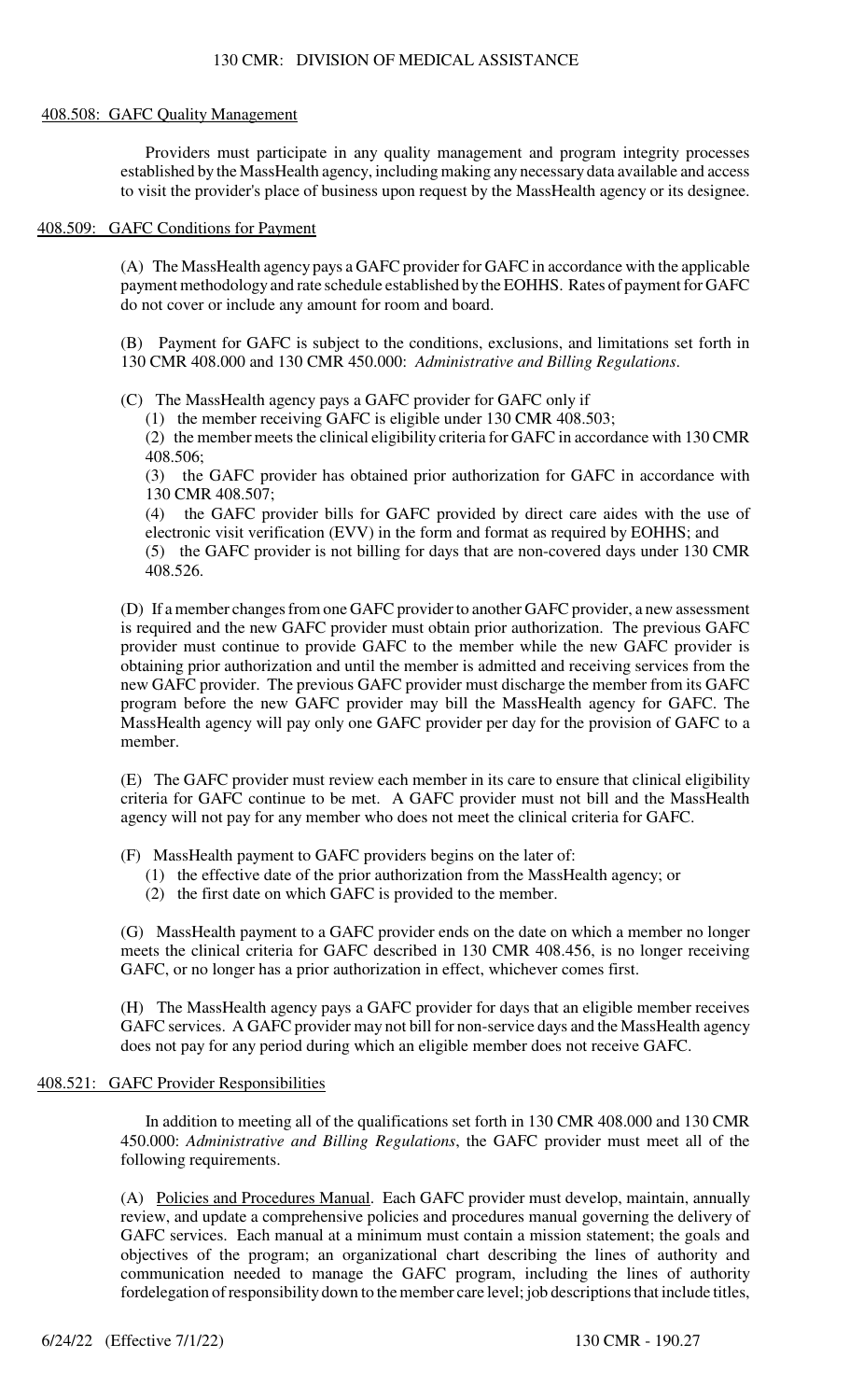## 408.508: GAFC Quality Management

Providers must participate in any quality management and program integrity processes established by the MassHealth agency, including making any necessary data available and access to visit the provider's place of business upon request by the MassHealth agency or its designee.

## 408.509: GAFC Conditions for Payment

(A) The MassHealth agency pays a GAFC provider for GAFC in accordance with the applicable payment methodology and rate schedule established by the EOHHS. Rates of payment for GAFC do not cover or include any amount for room and board.

(B) Payment for GAFC is subject to the conditions, exclusions, and limitations set forth in 130 CMR 408.000 and 130 CMR 450.000: *Administrative and Billing Regulations*.

(C) The MassHealth agency pays a GAFC provider for GAFC only if

(1) the member receiving GAFC is eligible under 130 CMR 408.503;

(2) the member meets the clinical eligibility criteria for GAFC in accordance with 130 CMR 408.506;

(3) the GAFC provider has obtained prior authorization for GAFC in accordance with 130 CMR 408.507;

(4) the GAFC provider bills for GAFC provided by direct care aides with the use of electronic visit verification (EVV) in the form and format as required by EOHHS; and

(5) the GAFC provider is not billing for days that are non-covered days under 130 CMR 408.526.

(D) If a member changes from one GAFC provider to another GAFC provider, a new assessment is required and the new GAFC provider must obtain prior authorization. The previous GAFC provider must continue to provide GAFC to the member while the new GAFC provider is obtaining prior authorization and until the member is admitted and receiving services from the new GAFC provider. The previous GAFC provider must discharge the member from its GAFC program before the new GAFC provider may bill the MassHealth agency for GAFC. The MassHealth agency will pay only one GAFC provider per day for the provision of GAFC to a member.

(E) The GAFC provider must review each member in its care to ensure that clinical eligibility criteria for GAFC continue to be met. A GAFC provider must not bill and the MassHealth agency will not pay for any member who does not meet the clinical criteria for GAFC.

(F) MassHealth payment to GAFC providers begins on the later of:

(1) the effective date of the prior authorization from the MassHealth agency; or

(2) the first date on which GAFC is provided to the member.

(G) MassHealth payment to a GAFC provider ends on the date on which a member no longer meets the clinical criteria for GAFC described in 130 CMR 408.456, is no longer receiving GAFC, or no longer has a prior authorization in effect, whichever comes first.

(H) The MassHealth agency pays a GAFC provider for days that an eligible member receives GAFC services. A GAFC provider may not bill for non-service days and the MassHealth agency does not pay for any period during which an eligible member does not receive GAFC.

## 408.521: GAFC Provider Responsibilities

In addition to meeting all of the qualifications set forth in 130 CMR 408.000 and 130 CMR 450.000: *Administrative and Billing Regulations*, the GAFC provider must meet all of the following requirements.

(A) Policies and Procedures Manual. Each GAFC provider must develop, maintain, annually review, and update a comprehensive policies and procedures manual governing the delivery of GAFC services. Each manual at a minimum must contain a mission statement; the goals and objectives of the program; an organizational chart describing the lines of authority and communication needed to manage the GAFC program, including the lines of authority fordelegation of responsibility down to the member care level; job descriptions that include titles,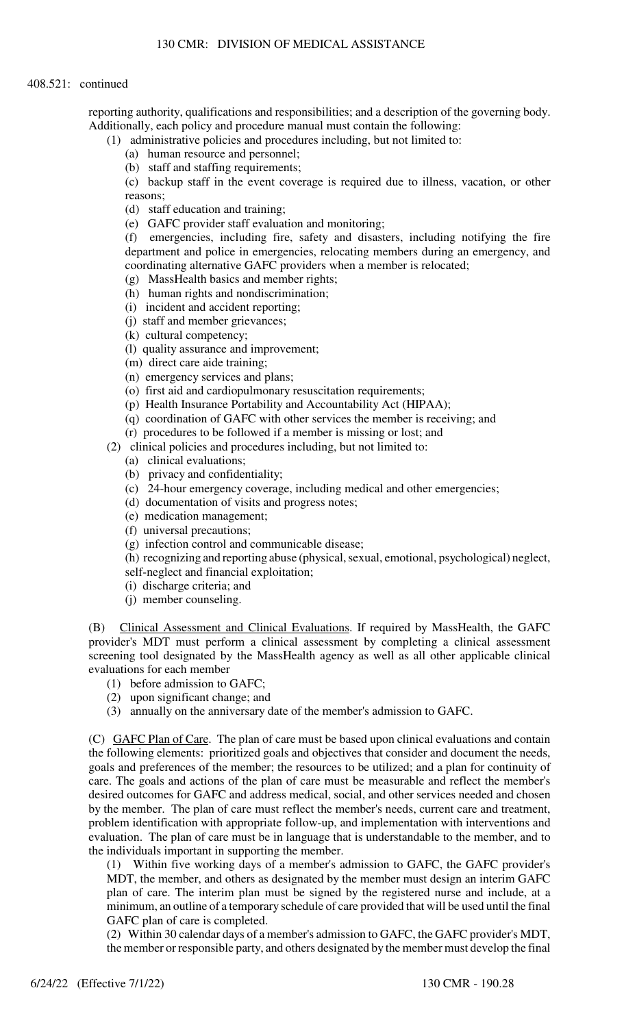408.521: continued

reporting authority, qualifications and responsibilities; and a description of the governing body. Additionally, each policy and procedure manual must contain the following:

(1) administrative policies and procedures including, but not limited to:

(a) human resource and personnel;

(b) staff and staffing requirements;

(c) backup staff in the event coverage is required due to illness, vacation, or other reasons;

(d) staff education and training;

(e) GAFC provider staff evaluation and monitoring;

(f) emergencies, including fire, safety and disasters, including notifying the fire department and police in emergencies, relocating members during an emergency, and coordinating alternative GAFC providers when a member is relocated;

(g) MassHealth basics and member rights;

(h) human rights and nondiscrimination;

(i) incident and accident reporting;

(j) staff and member grievances;

(k) cultural competency;

(l) quality assurance and improvement;

(m) direct care aide training;

(n) emergency services and plans;

(o) first aid and cardiopulmonary resuscitation requirements;

(p) Health Insurance Portability and Accountability Act (HIPAA);

(q) coordination of GAFC with other services the member is receiving; and

(r) procedures to be followed if a member is missing or lost; and

(2) clinical policies and procedures including, but not limited to:

(a) clinical evaluations;

(b) privacy and confidentiality;

(c) 24-hour emergency coverage, including medical and other emergencies;

(d) documentation of visits and progress notes;

(e) medication management;

(f) universal precautions;

(g) infection control and communicable disease;

(h) recognizing and reporting abuse (physical, sexual, emotional, psychological) neglect, self-neglect and financial exploitation;

(i) discharge criteria; and

(j) member counseling.

(B) Clinical Assessment and Clinical Evaluations. If required by MassHealth, the GAFC provider's MDT must perform a clinical assessment by completing a clinical assessment screening tool designated by the MassHealth agency as well as all other applicable clinical evaluations for each member

(1) before admission to GAFC;

(2) upon significant change; and

(3) annually on the anniversary date of the member's admission to GAFC.

(C) GAFC Plan of Care. The plan of care must be based upon clinical evaluations and contain the following elements: prioritized goals and objectives that consider and document the needs, goals and preferences of the member; the resources to be utilized; and a plan for continuity of care. The goals and actions of the plan of care must be measurable and reflect the member's desired outcomes for GAFC and address medical, social, and other services needed and chosen by the member. The plan of care must reflect the member's needs, current care and treatment, problem identification with appropriate follow-up, and implementation with interventions and evaluation. The plan of care must be in language that is understandable to the member, and to the individuals important in supporting the member.

(1) Within five working days of a member's admission to GAFC, the GAFC provider's MDT, the member, and others as designated by the member must design an interim GAFC plan of care. The interim plan must be signed by the registered nurse and include, at a minimum, an outline of a temporary schedule of care provided that will be used until the final GAFC plan of care is completed.

(2) Within 30 calendar days of a member's admission to GAFC, the GAFC provider's MDT, the member or responsible party, and others designated by the member must develop the final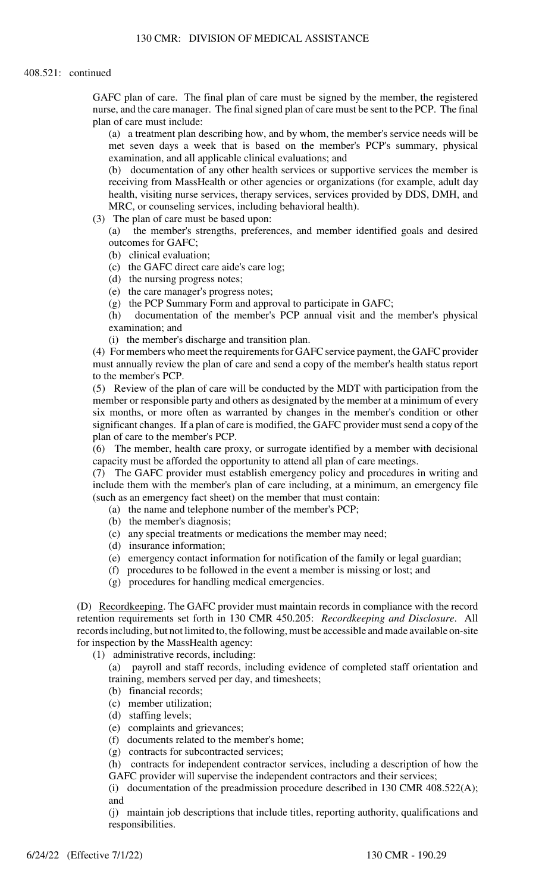408.521: continued

GAFC plan of care. The final plan of care must be signed by the member, the registered nurse, and the care manager. The final signed plan of care must be sent to the PCP. The final plan of care must include:

(a) a treatment plan describing how, and by whom, the member's service needs will be met seven days a week that is based on the member's PCP's summary, physical examination, and all applicable clinical evaluations; and

(b) documentation of any other health services or supportive services the member is receiving from MassHealth or other agencies or organizations (for example, adult day health, visiting nurse services, therapy services, services provided by DDS, DMH, and MRC, or counseling services, including behavioral health).

(3) The plan of care must be based upon:

(a) the member's strengths, preferences, and member identified goals and desired outcomes for GAFC;

(b) clinical evaluation;

(c) the GAFC direct care aide's care log;

(d) the nursing progress notes;

(e) the care manager's progress notes;

(g) the PCP Summary Form and approval to participate in GAFC;

(h) documentation of the member's PCP annual visit and the member's physical examination; and

(i) the member's discharge and transition plan.

(4) For members who meet the requirements for GAFC service payment, the GAFC provider must annually review the plan of care and send a copy of the member's health status report to the member's PCP.

(5) Review of the plan of care will be conducted by the MDT with participation from the member or responsible party and others as designated by the member at a minimum of every six months, or more often as warranted by changes in the member's condition or other significant changes. If a plan of care is modified, the GAFC provider must send a copy of the plan of care to the member's PCP.

(6) The member, health care proxy, or surrogate identified by a member with decisional capacity must be afforded the opportunity to attend all plan of care meetings.

(7) The GAFC provider must establish emergency policy and procedures in writing and include them with the member's plan of care including, at a minimum, an emergency file (such as an emergency fact sheet) on the member that must contain:

(a) the name and telephone number of the member's PCP;

(b) the member's diagnosis;

(c) any special treatments or medications the member may need;

(d) insurance information;

(e) emergency contact information for notification of the family or legal guardian;

(f) procedures to be followed in the event a member is missing or lost; and

(g) procedures for handling medical emergencies.

(D) Recordkeeping. The GAFC provider must maintain records in compliance with the record retention requirements set forth in 130 CMR 450.205: *Recordkeeping and Disclosure*. All records including, but not limited to, the following, must be accessible and made available on-site for inspection by the MassHealth agency:

(1) administrative records, including:

(a) payroll and staff records, including evidence of completed staff orientation and training, members served per day, and timesheets;

(b) financial records;

(c) member utilization;

(d) staffing levels;

(e) complaints and grievances;

(f) documents related to the member's home;

(g) contracts for subcontracted services;

(h) contracts for independent contractor services, including a description of how the GAFC provider will supervise the independent contractors and their services;

(i) documentation of the preadmission procedure described in 130 CMR 408.522(A); and

(j) maintain job descriptions that include titles, reporting authority, qualifications and responsibilities.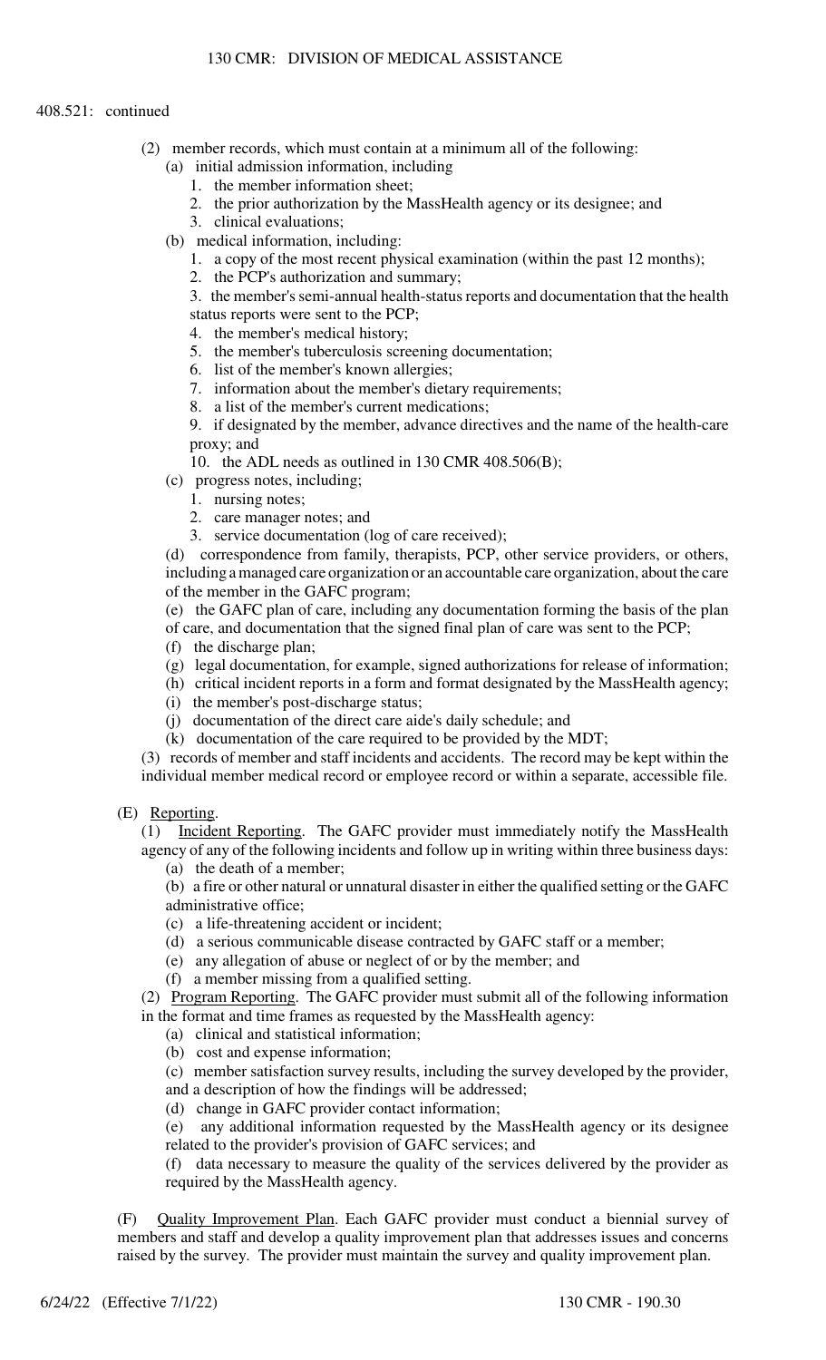408.521: continued

(2) member records, which must contain at a minimum all of the following:

(a) initial admission information, including

1. the member information sheet;
2. the prior authorization by the MassHealth agency or its designee; and
3. clinical evaluations;

(b) medical information, including:

1. a copy of the most recent physical examination (within the past 12 months);
2. the PCP's authorization and summary;
3. the member's semi-annual health-status reports and documentation that the health status reports were sent to the PCP;
4. the member's medical history;
5. the member's tuberculosis screening documentation;
6. list of the member's known allergies;
7. information about the member's dietary requirements;
8. a list of the member's current medications;
9. if designated by the member, advance directives and the name of the health-care proxy; and
10. the ADL needs as outlined in 130 CMR 408.506(B);

(c) progress notes, including;

1. nursing notes;
2. care manager notes; and
3. service documentation (log of care received);

(d) correspondence from family, therapists, PCP, other service providers, or others, including a managed care organization or an accountable care organization, about the care of the member in the GAFC program;

(e) the GAFC plan of care, including any documentation forming the basis of the plan of care, and documentation that the signed final plan of care was sent to the PCP;

(f) the discharge plan;

(g) legal documentation, for example, signed authorizations for release of information;

(h) critical incident reports in a form and format designated by the MassHealth agency;

(i) the member's post-discharge status;

(j) documentation of the direct care aide's daily schedule; and

(k) documentation of the care required to be provided by the MDT;

(3) records of member and staff incidents and accidents. The record may be kept within the individual member medical record or employee record or within a separate, accessible file.

(E) Reporting.

(1) Incident Reporting. The GAFC provider must immediately notify the MassHealth agency of any of the following incidents and follow up in writing within three business days:

(a) the death of a member;

(b) a fire or other natural or unnatural disaster in either the qualified setting or the GAFC administrative office;

(c) a life-threatening accident or incident;

(d) a serious communicable disease contracted by GAFC staff or a member;

(e) any allegation of abuse or neglect of or by the member; and

(f) a member missing from a qualified setting.

(2) Program Reporting. The GAFC provider must submit all of the following information in the format and time frames as requested by the MassHealth agency:

(a) clinical and statistical information;

(b) cost and expense information;

(c) member satisfaction survey results, including the survey developed by the provider, and a description of how the findings will be addressed;

(d) change in GAFC provider contact information;

(e) any additional information requested by the MassHealth agency or its designee related to the provider's provision of GAFC services; and

(f) data necessary to measure the quality of the services delivered by the provider as required by the MassHealth agency.

(F) Quality Improvement Plan. Each GAFC provider must conduct a biennial survey of members and staff and develop a quality improvement plan that addresses issues and concerns raised by the survey. The provider must maintain the survey and quality improvement plan.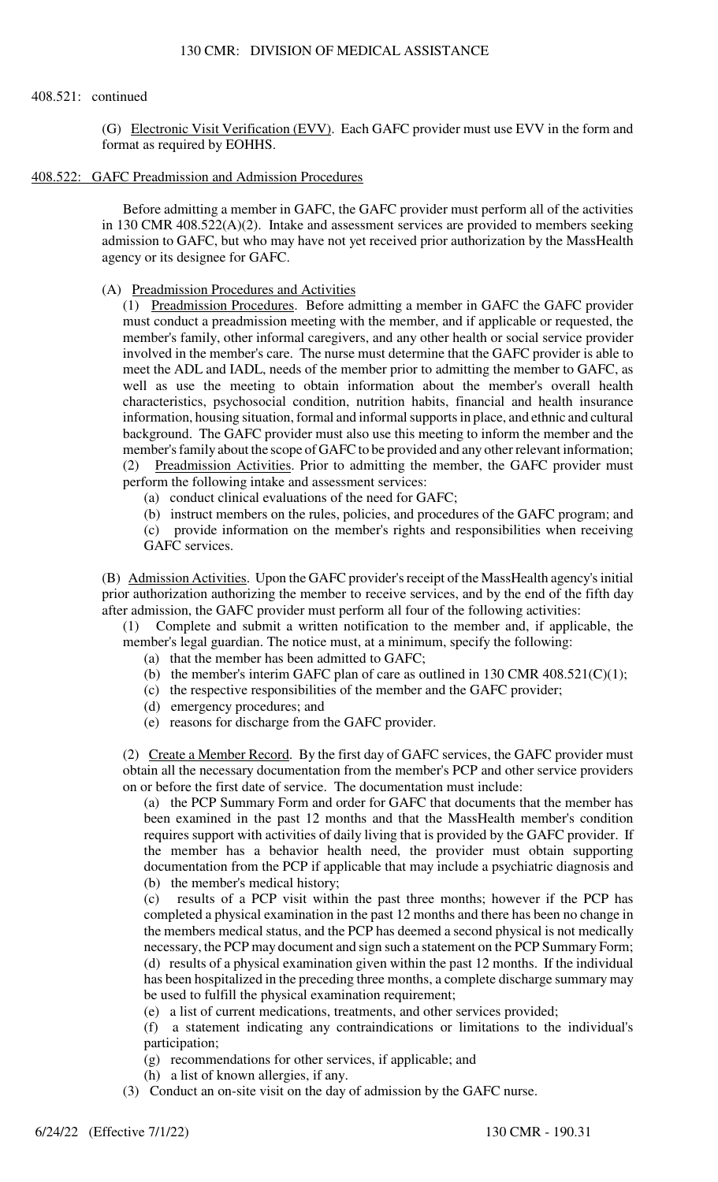408.521: continued

(G) Electronic Visit Verification (EVV). Each GAFC provider must use EVV in the form and format as required by EOHHS.

## 408.522: GAFC Preadmission and Admission Procedures

Before admitting a member in GAFC, the GAFC provider must perform all of the activities in 130 CMR 408.522(A)(2). Intake and assessment services are provided to members seeking admission to GAFC, but who may have not yet received prior authorization by the MassHealth agency or its designee for GAFC.

(A) Preadmission Procedures and Activities

(1) Preadmission Procedures. Before admitting a member in GAFC the GAFC provider must conduct a preadmission meeting with the member, and if applicable or requested, the member's family, other informal caregivers, and any other health or social service provider involved in the member's care. The nurse must determine that the GAFC provider is able to meet the ADL and IADL, needs of the member prior to admitting the member to GAFC, as well as use the meeting to obtain information about the member's overall health characteristics, psychosocial condition, nutrition habits, financial and health insurance information, housing situation, formal and informal supports in place, and ethnic and cultural background. The GAFC provider must also use this meeting to inform the member and the member's family about the scope of GAFC to be provided and any other relevant information;

(2) Preadmission Activities. Prior to admitting the member, the GAFC provider must perform the following intake and assessment services:

(a) conduct clinical evaluations of the need for GAFC;

(b) instruct members on the rules, policies, and procedures of the GAFC program; and

(c) provide information on the member's rights and responsibilities when receiving GAFC services.

(B) Admission Activities. Upon the GAFC provider's receipt of the MassHealth agency's initial prior authorization authorizing the member to receive services, and by the end of the fifth day after admission, the GAFC provider must perform all four of the following activities:

(1) Complete and submit a written notification to the member and, if applicable, the member's legal guardian. The notice must, at a minimum, specify the following:

(a) that the member has been admitted to GAFC;

(b) the member's interim GAFC plan of care as outlined in 130 CMR 408.521(C)(1);

(c) the respective responsibilities of the member and the GAFC provider;

(d) emergency procedures; and

(e) reasons for discharge from the GAFC provider.

(2) Create a Member Record. By the first day of GAFC services, the GAFC provider must obtain all the necessary documentation from the member's PCP and other service providers on or before the first date of service. The documentation must include:

(a) the PCP Summary Form and order for GAFC that documents that the member has been examined in the past 12 months and that the MassHealth member's condition requires support with activities of daily living that is provided by the GAFC provider. If the member has a behavior health need, the provider must obtain supporting documentation from the PCP if applicable that may include a psychiatric diagnosis and

(b) the member's medical history;

(c) results of a PCP visit within the past three months; however if the PCP has completed a physical examination in the past 12 months and there has been no change in the members medical status, and the PCP has deemed a second physical is not medically necessary, the PCP may document and sign such a statement on the PCP Summary Form;

(d) results of a physical examination given within the past 12 months. If the individual has been hospitalized in the preceding three months, a complete discharge summary may be used to fulfill the physical examination requirement;

(e) a list of current medications, treatments, and other services provided;

(f) a statement indicating any contraindications or limitations to the individual's participation;

(g) recommendations for other services, if applicable; and

(h) a list of known allergies, if any.

(3) Conduct an on-site visit on the day of admission by the GAFC nurse.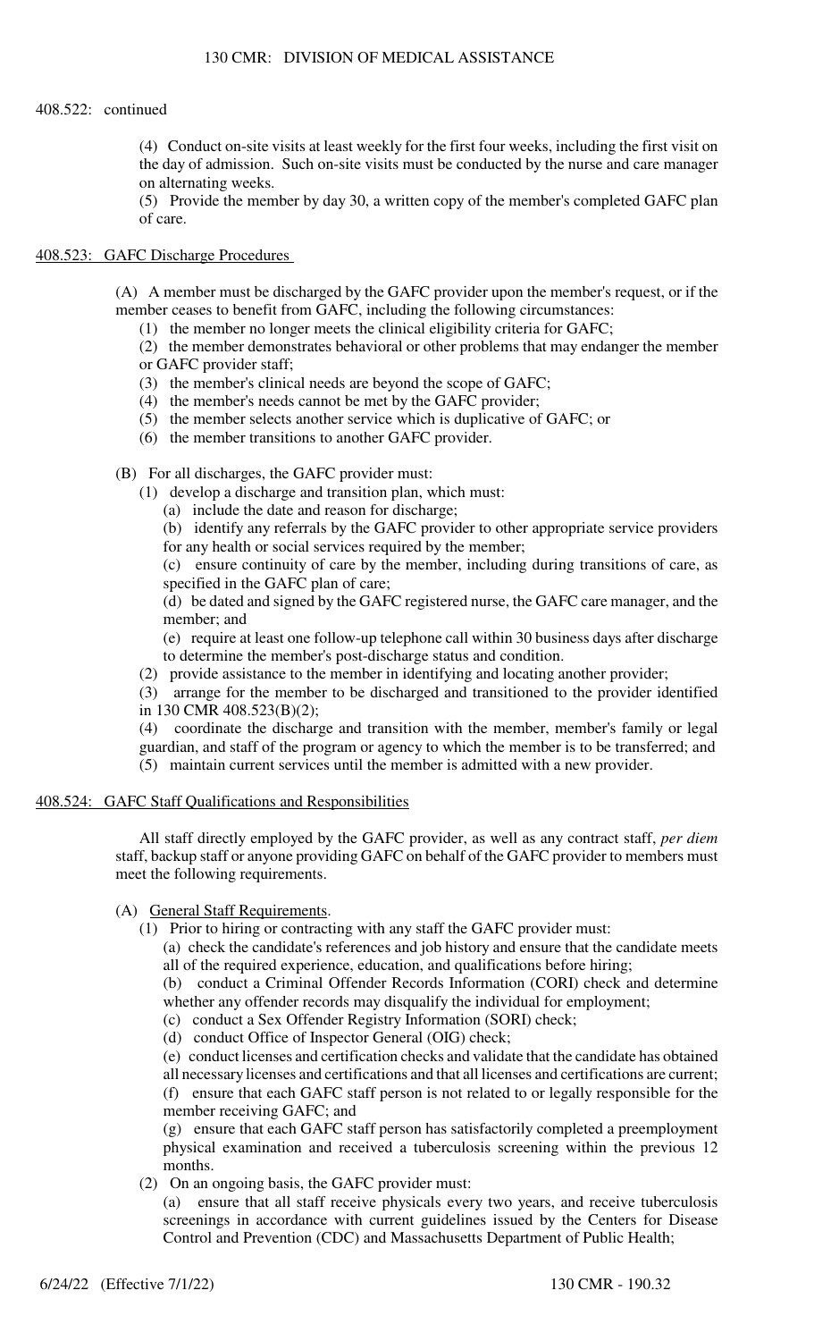408.522: continued

(4) Conduct on-site visits at least weekly for the first four weeks, including the first visit on the day of admission. Such on-site visits must be conducted by the nurse and care manager on alternating weeks.

(5) Provide the member by day 30, a written copy of the member's completed GAFC plan of care.

## 408.523: GAFC Discharge Procedures

(A) A member must be discharged by the GAFC provider upon the member's request, or if the member ceases to benefit from GAFC, including the following circumstances:

(1) the member no longer meets the clinical eligibility criteria for GAFC;

(2) the member demonstrates behavioral or other problems that may endanger the member or GAFC provider staff;

(3) the member's clinical needs are beyond the scope of GAFC;

(4) the member's needs cannot be met by the GAFC provider;

(5) the member selects another service which is duplicative of GAFC; or

(6) the member transitions to another GAFC provider.

(B) For all discharges, the GAFC provider must:

(1) develop a discharge and transition plan, which must:

(a) include the date and reason for discharge;

(b) identify any referrals by the GAFC provider to other appropriate service providers for any health or social services required by the member;

(c) ensure continuity of care by the member, including during transitions of care, as specified in the GAFC plan of care;

(d) be dated and signed by the GAFC registered nurse, the GAFC care manager, and the member; and

(e) require at least one follow-up telephone call within 30 business days after discharge to determine the member's post-discharge status and condition.

(2) provide assistance to the member in identifying and locating another provider;

(3) arrange for the member to be discharged and transitioned to the provider identified in 130 CMR 408.523(B)(2);

(4) coordinate the discharge and transition with the member, member's family or legal guardian, and staff of the program or agency to which the member is to be transferred; and

(5) maintain current services until the member is admitted with a new provider.

## 408.524: GAFC Staff Qualifications and Responsibilities

All staff directly employed by the GAFC provider, as well as any contract staff, *per diem* staff, backup staff or anyone providing GAFC on behalf of the GAFC provider to members must meet the following requirements.

(A) General Staff Requirements.

(1) Prior to hiring or contracting with any staff the GAFC provider must:

(a) check the candidate's references and job history and ensure that the candidate meets all of the required experience, education, and qualifications before hiring;

(b) conduct a Criminal Offender Records Information (CORI) check and determine whether any offender records may disqualify the individual for employment;

(c) conduct a Sex Offender Registry Information (SORI) check;

(d) conduct Office of Inspector General (OIG) check;

(e) conduct licenses and certification checks and validate that the candidate has obtained all necessary licenses and certifications and that all licenses and certifications are current;

(f) ensure that each GAFC staff person is not related to or legally responsible for the member receiving GAFC; and

(g) ensure that each GAFC staff person has satisfactorily completed a preemployment physical examination and received a tuberculosis screening within the previous 12 months.

(2) On an ongoing basis, the GAFC provider must:

(a) ensure that all staff receive physicals every two years, and receive tuberculosis screenings in accordance with current guidelines issued by the Centers for Disease Control and Prevention (CDC) and Massachusetts Department of Public Health;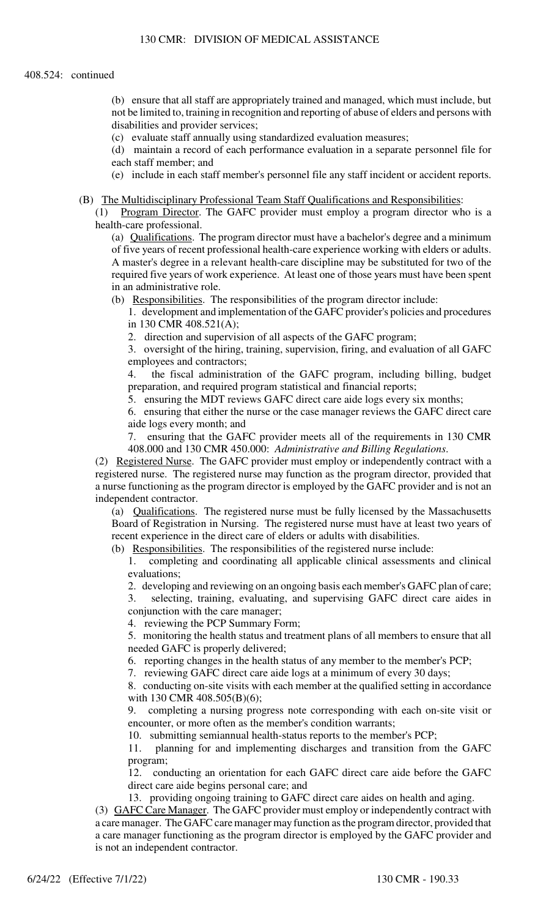408.524: continued

(b) ensure that all staff are appropriately trained and managed, which must include, but not be limited to, training in recognition and reporting of abuse of elders and persons with disabilities and provider services;

(c) evaluate staff annually using standardized evaluation measures;

(d) maintain a record of each performance evaluation in a separate personnel file for each staff member; and

(e) include in each staff member's personnel file any staff incident or accident reports.

(B) The Multidisciplinary Professional Team Staff Qualifications and Responsibilities:

(1) Program Director. The GAFC provider must employ a program director who is a health-care professional.

(a) Qualifications. The program director must have a bachelor's degree and a minimum of five years of recent professional health-care experience working with elders or adults. A master's degree in a relevant health-care discipline may be substituted for two of the required five years of work experience. At least one of those years must have been spent in an administrative role.

(b) Responsibilities. The responsibilities of the program director include:

1. development and implementation of the GAFC provider's policies and procedures in 130 CMR 408.521(A);
2. direction and supervision of all aspects of the GAFC program;
3. oversight of the hiring, training, supervision, firing, and evaluation of all GAFC employees and contractors;
4. the fiscal administration of the GAFC program, including billing, budget preparation, and required program statistical and financial reports;
5. ensuring the MDT reviews GAFC direct care aide logs every six months;
6. ensuring that either the nurse or the case manager reviews the GAFC direct care aide logs every month; and
7. ensuring that the GAFC provider meets all of the requirements in 130 CMR 408.000 and 130 CMR 450.000: *Administrative and Billing Regulations*.

(2) Registered Nurse. The GAFC provider must employ or independently contract with a registered nurse. The registered nurse may function as the program director, provided that a nurse functioning as the program director is employed by the GAFC provider and is not an independent contractor.

(a) Qualifications. The registered nurse must be fully licensed by the Massachusetts Board of Registration in Nursing. The registered nurse must have at least two years of recent experience in the direct care of elders or adults with disabilities.

(b) Responsibilities. The responsibilities of the registered nurse include:

1. completing and coordinating all applicable clinical assessments and clinical evaluations;
2. developing and reviewing on an ongoing basis each member's GAFC plan of care;
3. selecting, training, evaluating, and supervising GAFC direct care aides in conjunction with the care manager;
4. reviewing the PCP Summary Form;
5. monitoring the health status and treatment plans of all members to ensure that all needed GAFC is properly delivered;
6. reporting changes in the health status of any member to the member's PCP;
7. reviewing GAFC direct care aide logs at a minimum of every 30 days;
8. conducting on-site visits with each member at the qualified setting in accordance with 130 CMR 408.505(B)(6);
9. completing a nursing progress note corresponding with each on-site visit or encounter, or more often as the member's condition warrants;
10. submitting semiannual health-status reports to the member's PCP;
11. planning for and implementing discharges and transition from the GAFC program;
12. conducting an orientation for each GAFC direct care aide before the GAFC direct care aide begins personal care; and
13. providing ongoing training to GAFC direct care aides on health and aging.

(3) GAFC Care Manager. The GAFC provider must employ or independently contract with a care manager. The GAFC care manager may function as the program director, provided that a care manager functioning as the program director is employed by the GAFC provider and is not an independent contractor.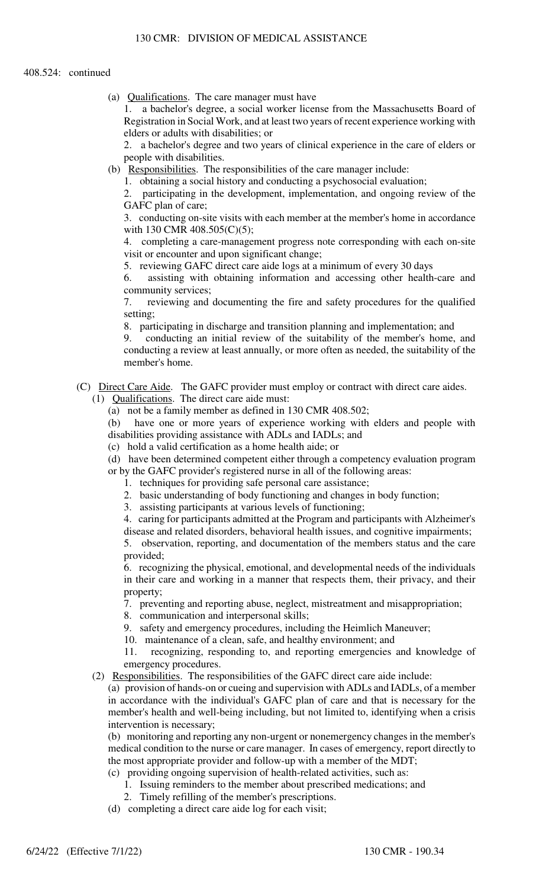408.524: continued

(a) Qualifications. The care manager must have

1. a bachelor's degree, a social worker license from the Massachusetts Board of Registration in Social Work, and at least two years of recent experience working with elders or adults with disabilities; or

2. a bachelor's degree and two years of clinical experience in the care of elders or people with disabilities.

(b) Responsibilities. The responsibilities of the care manager include:

1. obtaining a social history and conducting a psychosocial evaluation;

2. participating in the development, implementation, and ongoing review of the GAFC plan of care;

3. conducting on-site visits with each member at the member's home in accordance with 130 CMR 408.505(C)(5);

4. completing a care-management progress note corresponding with each on-site visit or encounter and upon significant change;

5. reviewing GAFC direct care aide logs at a minimum of every 30 days

6. assisting with obtaining information and accessing other health-care and community services;

7. reviewing and documenting the fire and safety procedures for the qualified setting;

8. participating in discharge and transition planning and implementation; and

9. conducting an initial review of the suitability of the member's home, and conducting a review at least annually, or more often as needed, the suitability of the member's home.

(C) Direct Care Aide. The GAFC provider must employ or contract with direct care aides.

(1) Qualifications. The direct care aide must:

(a) not be a family member as defined in 130 CMR 408.502;

(b) have one or more years of experience working with elders and people with disabilities providing assistance with ADLs and IADLs; and

(c) hold a valid certification as a home health aide; or

(d) have been determined competent either through a competency evaluation program or by the GAFC provider's registered nurse in all of the following areas:

1. techniques for providing safe personal care assistance;

2. basic understanding of body functioning and changes in body function;

3. assisting participants at various levels of functioning;

4. caring for participants admitted at the Program and participants with Alzheimer's disease and related disorders, behavioral health issues, and cognitive impairments;

5. observation, reporting, and documentation of the members status and the care provided;

6. recognizing the physical, emotional, and developmental needs of the individuals in their care and working in a manner that respects them, their privacy, and their property;

7. preventing and reporting abuse, neglect, mistreatment and misappropriation;

8. communication and interpersonal skills;

9. safety and emergency procedures, including the Heimlich Maneuver;

10. maintenance of a clean, safe, and healthy environment; and

11. recognizing, responding to, and reporting emergencies and knowledge of emergency procedures.

(2) Responsibilities. The responsibilities of the GAFC direct care aide include:

(a) provision of hands-on or cueing and supervision with ADLs and IADLs, of a member in accordance with the individual's GAFC plan of care and that is necessary for the member's health and well-being including, but not limited to, identifying when a crisis intervention is necessary;

(b) monitoring and reporting any non-urgent or nonemergency changes in the member's medical condition to the nurse or care manager. In cases of emergency, report directly to the most appropriate provider and follow-up with a member of the MDT;

(c) providing ongoing supervision of health-related activities, such as:

1. Issuing reminders to the member about prescribed medications; and

2. Timely refilling of the member's prescriptions.

(d) completing a direct care aide log for each visit;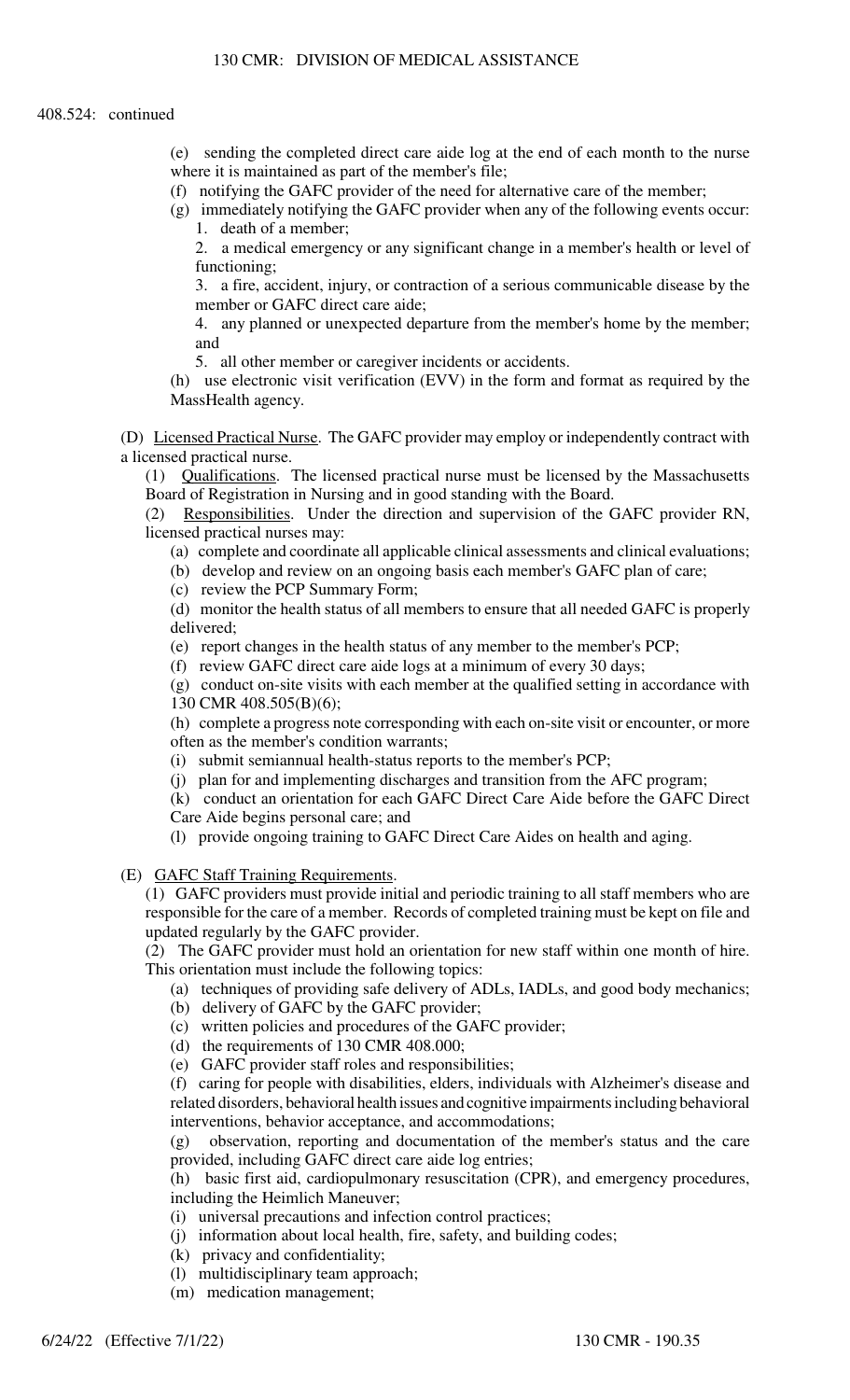408.524: continued

(e) sending the completed direct care aide log at the end of each month to the nurse where it is maintained as part of the member's file;

(f) notifying the GAFC provider of the need for alternative care of the member;

(g) immediately notifying the GAFC provider when any of the following events occur:

1. death of a member;
2. a medical emergency or any significant change in a member's health or level of functioning;
3. a fire, accident, injury, or contraction of a serious communicable disease by the member or GAFC direct care aide;
4. any planned or unexpected departure from the member's home by the member; and
5. all other member or caregiver incidents or accidents.

(h) use electronic visit verification (EVV) in the form and format as required by the MassHealth agency.

(D) Licensed Practical Nurse. The GAFC provider may employ or independently contract with a licensed practical nurse.

(1) Qualifications. The licensed practical nurse must be licensed by the Massachusetts Board of Registration in Nursing and in good standing with the Board.

(2) Responsibilities. Under the direction and supervision of the GAFC provider RN, licensed practical nurses may:

(a) complete and coordinate all applicable clinical assessments and clinical evaluations;

(b) develop and review on an ongoing basis each member's GAFC plan of care;

(c) review the PCP Summary Form;

(d) monitor the health status of all members to ensure that all needed GAFC is properly delivered;

(e) report changes in the health status of any member to the member's PCP;

(f) review GAFC direct care aide logs at a minimum of every 30 days;

(g) conduct on-site visits with each member at the qualified setting in accordance with 130 CMR 408.505(B)(6);

(h) complete a progress note corresponding with each on-site visit or encounter, or more often as the member's condition warrants;

(i) submit semiannual health-status reports to the member's PCP;

(j) plan for and implementing discharges and transition from the AFC program;

(k) conduct an orientation for each GAFC Direct Care Aide before the GAFC Direct Care Aide begins personal care; and

(l) provide ongoing training to GAFC Direct Care Aides on health and aging.

(E) GAFC Staff Training Requirements.

(1) GAFC providers must provide initial and periodic training to all staff members who are responsible for the care of a member. Records of completed training must be kept on file and updated regularly by the GAFC provider.

(2) The GAFC provider must hold an orientation for new staff within one month of hire. This orientation must include the following topics:

(a) techniques of providing safe delivery of ADLs, IADLs, and good body mechanics;

(b) delivery of GAFC by the GAFC provider;

(c) written policies and procedures of the GAFC provider;

(d) the requirements of 130 CMR 408.000;

(e) GAFC provider staff roles and responsibilities;

(f) caring for people with disabilities, elders, individuals with Alzheimer's disease and related disorders, behavioral health issues and cognitive impairments including behavioral interventions, behavior acceptance, and accommodations;

(g) observation, reporting and documentation of the member's status and the care provided, including GAFC direct care aide log entries;

(h) basic first aid, cardiopulmonary resuscitation (CPR), and emergency procedures, including the Heimlich Maneuver;

(i) universal precautions and infection control practices;

(j) information about local health, fire, safety, and building codes;

(k) privacy and confidentiality;

(l) multidisciplinary team approach;

(m) medication management;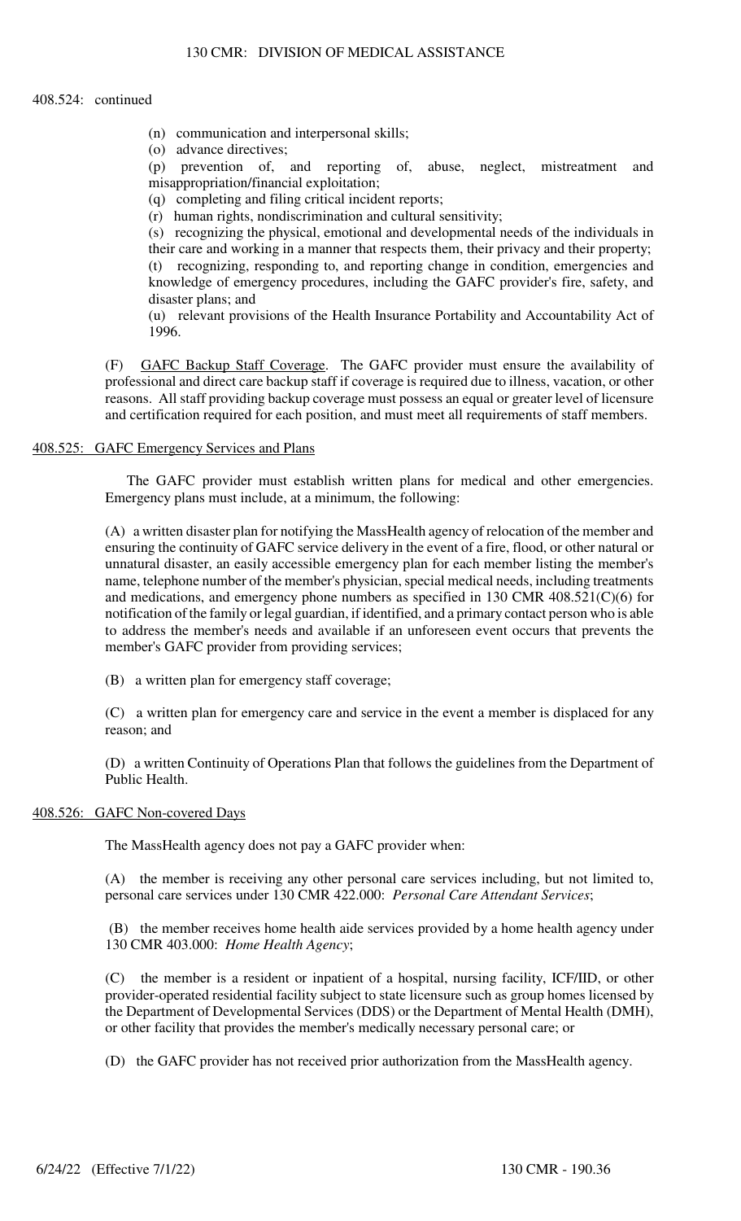408.524: continued

(n) communication and interpersonal skills;

(o) advance directives;

(p) prevention of, and reporting of, abuse, neglect, mistreatment and misappropriation/financial exploitation;

(q) completing and filing critical incident reports;

(r) human rights, nondiscrimination and cultural sensitivity;

(s) recognizing the physical, emotional and developmental needs of the individuals in their care and working in a manner that respects them, their privacy and their property;

(t) recognizing, responding to, and reporting change in condition, emergencies and knowledge of emergency procedures, including the GAFC provider's fire, safety, and disaster plans; and

(u) relevant provisions of the Health Insurance Portability and Accountability Act of 1996.

(F) GAFC Backup Staff Coverage. The GAFC provider must ensure the availability of professional and direct care backup staff if coverage is required due to illness, vacation, or other reasons. All staff providing backup coverage must possess an equal or greater level of licensure and certification required for each position, and must meet all requirements of staff members.

## 408.525: GAFC Emergency Services and Plans

The GAFC provider must establish written plans for medical and other emergencies. Emergency plans must include, at a minimum, the following:

(A) a written disaster plan for notifying the MassHealth agency of relocation of the member and ensuring the continuity of GAFC service delivery in the event of a fire, flood, or other natural or unnatural disaster, an easily accessible emergency plan for each member listing the member's name, telephone number of the member's physician, special medical needs, including treatments and medications, and emergency phone numbers as specified in 130 CMR 408.521(C)(6) for notification of the family or legal guardian, if identified, and a primary contact person who is able to address the member's needs and available if an unforeseen event occurs that prevents the member's GAFC provider from providing services;

(B) a written plan for emergency staff coverage;

(C) a written plan for emergency care and service in the event a member is displaced for any reason; and

(D) a written Continuity of Operations Plan that follows the guidelines from the Department of Public Health.

## 408.526: GAFC Non-covered Days

The MassHealth agency does not pay a GAFC provider when:

(A) the member is receiving any other personal care services including, but not limited to, personal care services under 130 CMR 422.000: *Personal Care Attendant Services*;

(B) the member receives home health aide services provided by a home health agency under 130 CMR 403.000: *Home Health Agency*;

(C) the member is a resident or inpatient of a hospital, nursing facility, ICF/IID, or other provider-operated residential facility subject to state licensure such as group homes licensed by the Department of Developmental Services (DDS) or the Department of Mental Health (DMH), or other facility that provides the member's medically necessary personal care; or

(D) the GAFC provider has not received prior authorization from the MassHealth agency.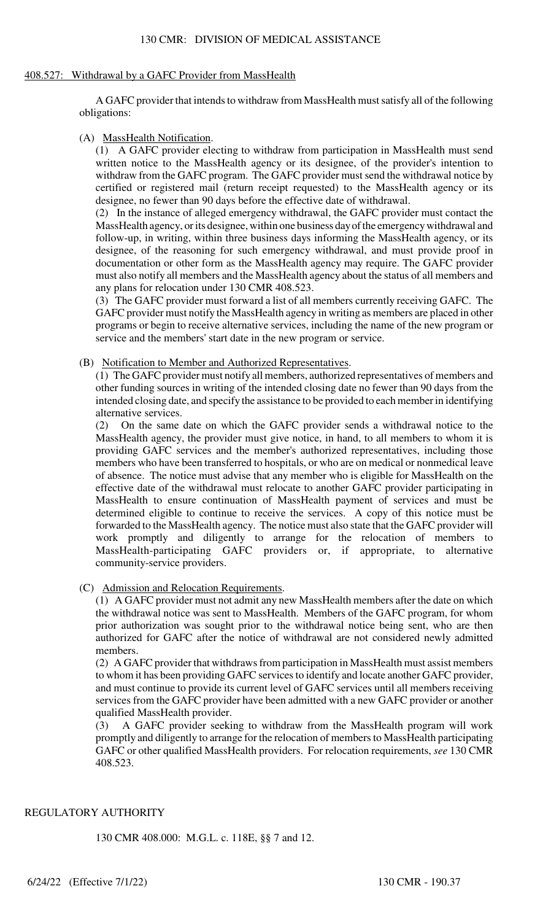## 408.527: Withdrawal by a GAFC Provider from MassHealth

A GAFC provider that intends to withdraw from MassHealth must satisfy all of the following obligations:

(A) MassHealth Notification.

(1) A GAFC provider electing to withdraw from participation in MassHealth must send written notice to the MassHealth agency or its designee, of the provider's intention to withdraw from the GAFC program. The GAFC provider must send the withdrawal notice by certified or registered mail (return receipt requested) to the MassHealth agency or its designee, no fewer than 90 days before the effective date of withdrawal.

(2) In the instance of alleged emergency withdrawal, the GAFC provider must contact the MassHealth agency, or its designee, within one business day of the emergency withdrawal and follow-up, in writing, within three business days informing the MassHealth agency, or its designee, of the reasoning for such emergency withdrawal, and must provide proof in documentation or other form as the MassHealth agency may require. The GAFC provider must also notify all members and the MassHealth agency about the status of all members and any plans for relocation under 130 CMR 408.523.

(3) The GAFC provider must forward a list of all members currently receiving GAFC. The GAFC provider must notify the MassHealth agency in writing as members are placed in other programs or begin to receive alternative services, including the name of the new program or service and the members' start date in the new program or service.

(B) Notification to Member and Authorized Representatives.

(1) The GAFC provider must notify all members, authorized representatives of members and other funding sources in writing of the intended closing date no fewer than 90 days from the intended closing date, and specify the assistance to be provided to each member in identifying alternative services.

(2) On the same date on which the GAFC provider sends a withdrawal notice to the MassHealth agency, the provider must give notice, in hand, to all members to whom it is providing GAFC services and the member's authorized representatives, including those members who have been transferred to hospitals, or who are on medical or nonmedical leave of absence. The notice must advise that any member who is eligible for MassHealth on the effective date of the withdrawal must relocate to another GAFC provider participating in MassHealth to ensure continuation of MassHealth payment of services and must be determined eligible to continue to receive the services. A copy of this notice must be forwarded to the MassHealth agency. The notice must also state that the GAFC provider will work promptly and diligently to arrange for the relocation of members to MassHealth-participating GAFC providers or, if appropriate, to alternative community-service providers.

(C) Admission and Relocation Requirements.

(1) A GAFC provider must not admit any new MassHealth members after the date on which the withdrawal notice was sent to MassHealth. Members of the GAFC program, for whom prior authorization was sought prior to the withdrawal notice being sent, who are then authorized for GAFC after the notice of withdrawal are not considered newly admitted members.

(2) A GAFC provider that withdraws from participation in MassHealth must assist members to whom it has been providing GAFC services to identify and locate another GAFC provider, and must continue to provide its current level of GAFC services until all members receiving services from the GAFC provider have been admitted with a new GAFC provider or another qualified MassHealth provider.

(3) A GAFC provider seeking to withdraw from the MassHealth program will work promptly and diligently to arrange for the relocation of members to MassHealth participating GAFC or other qualified MassHealth providers. For relocation requirements, *see* 130 CMR 408.523.

REGULATORY AUTHORITY

130 CMR 408.000: M.G.L. c. 118E, §§ 7 and 12.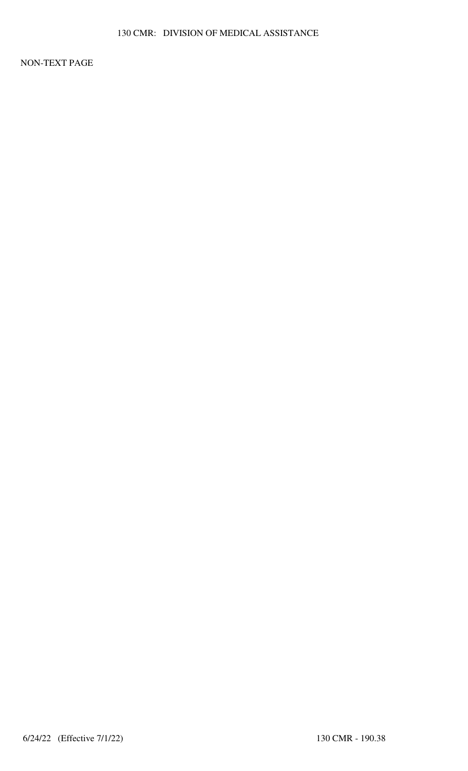NON-TEXT PAGE